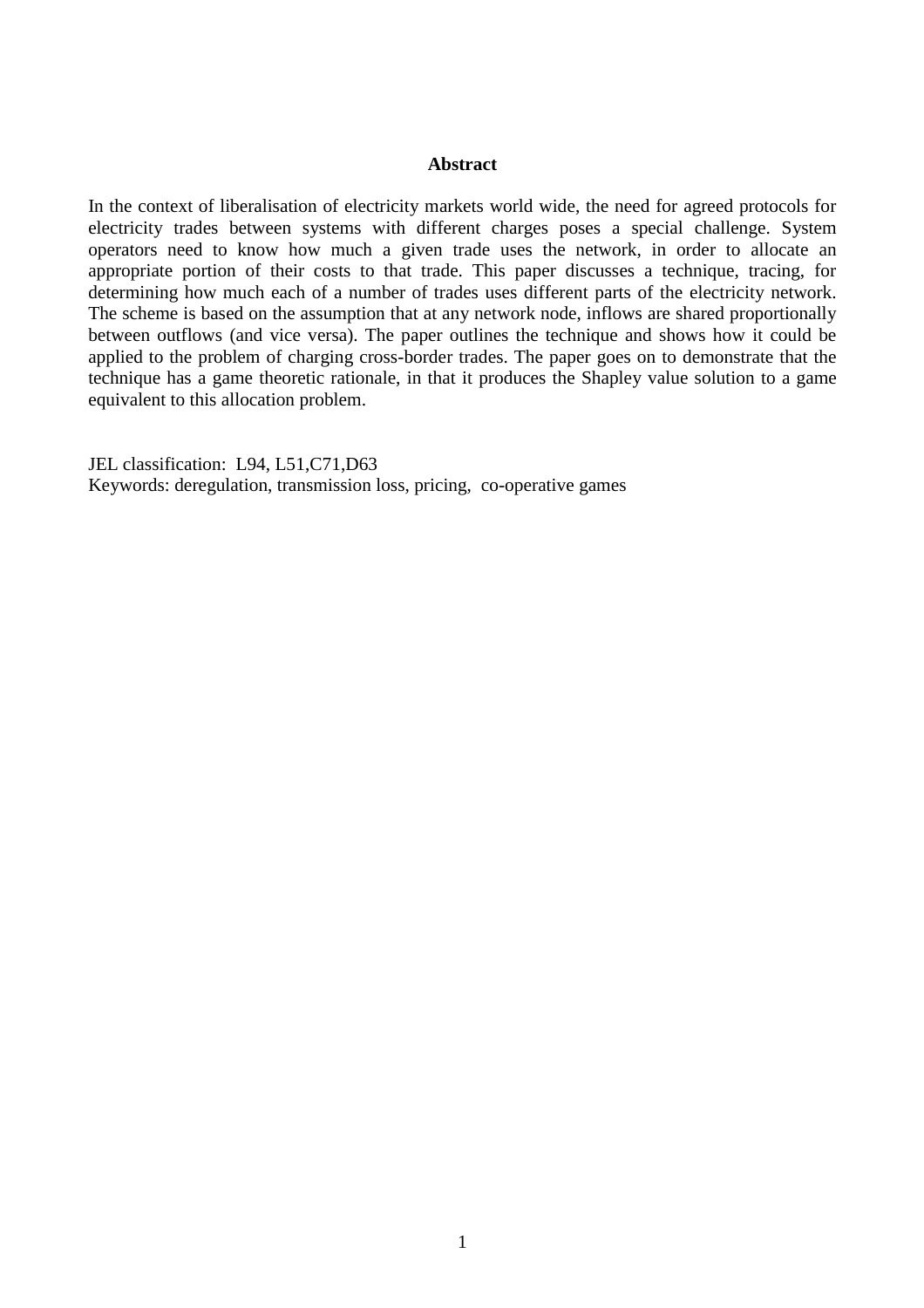**Abstract**

In the context of liberalisation of electricity markets world wide, the need for agreed protocols for electricity trades between systems with different charges poses a special challenge. System operators need to know how much a given trade uses the network, in order to allocate an appropriate portion of their costs to that trade. This paper discusses a technique, tracing, for determining how much each of a number of trades uses different parts of the electricity network. The scheme is based on the assumption that at any network node, inflows are shared proportionally between outflows (and vice versa). The paper outlines the technique and shows how it could be applied to the problem of charging cross-border trades. The paper goes on to demonstrate that the technique has a game theoretic rationale, in that it produces the Shapley value solution to a game equivalent to this allocation problem.

JEL classification: L94, L51,C71,D63
Keywords: deregulation, transmission loss, pricing, co-operative games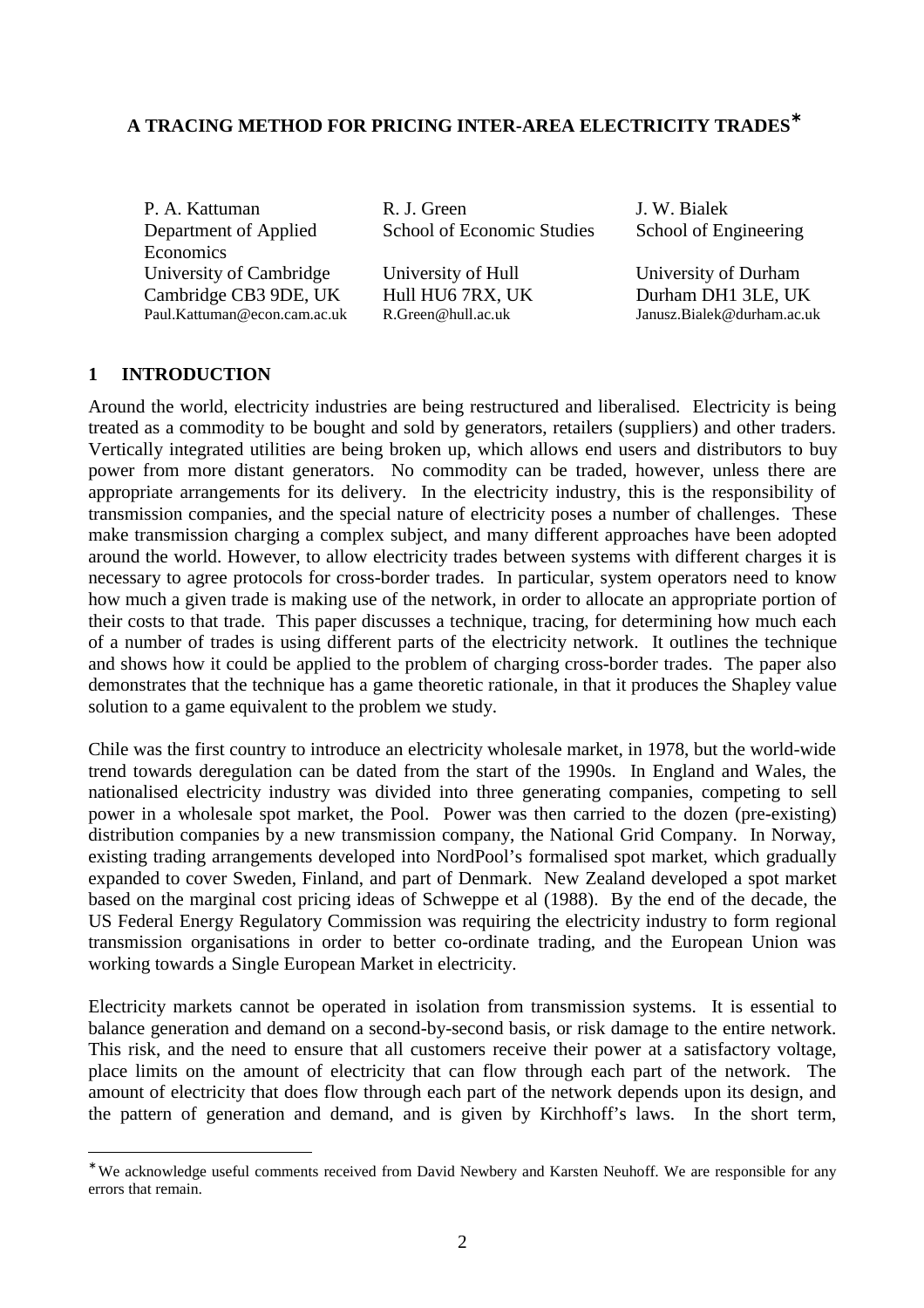# A TRACING METHOD FOR PRICING INTER-AREA ELECTRICITY TRADES*

P. A. Kattuman
Department of Applied Economics
University of Cambridge
Cambridge CB3 9DE, UK
Paul.Kattuman@econ.cam.ac.uk

R. J. Green
School of Economic Studies
University of Hull
Hull HU6 7RX, UK
R.Green@hull.ac.uk

J. W. Bialek
School of Engineering
University of Durham
Durham DH1 3LE, UK
Janusz.Bialek@durham.ac.uk

## 1 INTRODUCTION

Around the world, electricity industries are being restructured and liberalised. Electricity is being treated as a commodity to be bought and sold by generators, retailers (suppliers) and other traders. Vertically integrated utilities are being broken up, which allows end users and distributors to buy power from more distant generators. No commodity can be traded, however, unless there are appropriate arrangements for its delivery. In the electricity industry, this is the responsibility of transmission companies, and the special nature of electricity poses a number of challenges. These make transmission charging a complex subject, and many different approaches have been adopted around the world. However, to allow electricity trades between systems with different charges it is necessary to agree protocols for cross-border trades. In particular, system operators need to know how much a given trade is making use of the network, in order to allocate an appropriate portion of their costs to that trade. This paper discusses a technique, tracing, for determining how much each of a number of trades is using different parts of the electricity network. It outlines the technique and shows how it could be applied to the problem of charging cross-border trades. The paper also demonstrates that the technique has a game theoretic rationale, in that it produces the Shapley value solution to a game equivalent to the problem we study.

Chile was the first country to introduce an electricity wholesale market, in 1978, but the world-wide trend towards deregulation can be dated from the start of the 1990s. In England and Wales, the nationalised electricity industry was divided into three generating companies, competing to sell power in a wholesale spot market, the Pool. Power was then carried to the dozen (pre-existing) distribution companies by a new transmission company, the National Grid Company. In Norway, existing trading arrangements developed into NordPool's formalised spot market, which gradually expanded to cover Sweden, Finland, and part of Denmark. New Zealand developed a spot market based on the marginal cost pricing ideas of Schweppe et al (1988). By the end of the decade, the US Federal Energy Regulatory Commission was requiring the electricity industry to form regional transmission organisations in order to better co-ordinate trading, and the European Union was working towards a Single European Market in electricity.

Electricity markets cannot be operated in isolation from transmission systems. It is essential to balance generation and demand on a second-by-second basis, or risk damage to the entire network. This risk, and the need to ensure that all customers receive their power at a satisfactory voltage, place limits on the amount of electricity that can flow through each part of the network. The amount of electricity that does flow through each part of the network depends upon its design, and the pattern of generation and demand, and is given by Kirchhoff's laws. In the short term,

* We acknowledge useful comments received from David Newbery and Karsten Neuhoff. We are responsible for any errors that remain.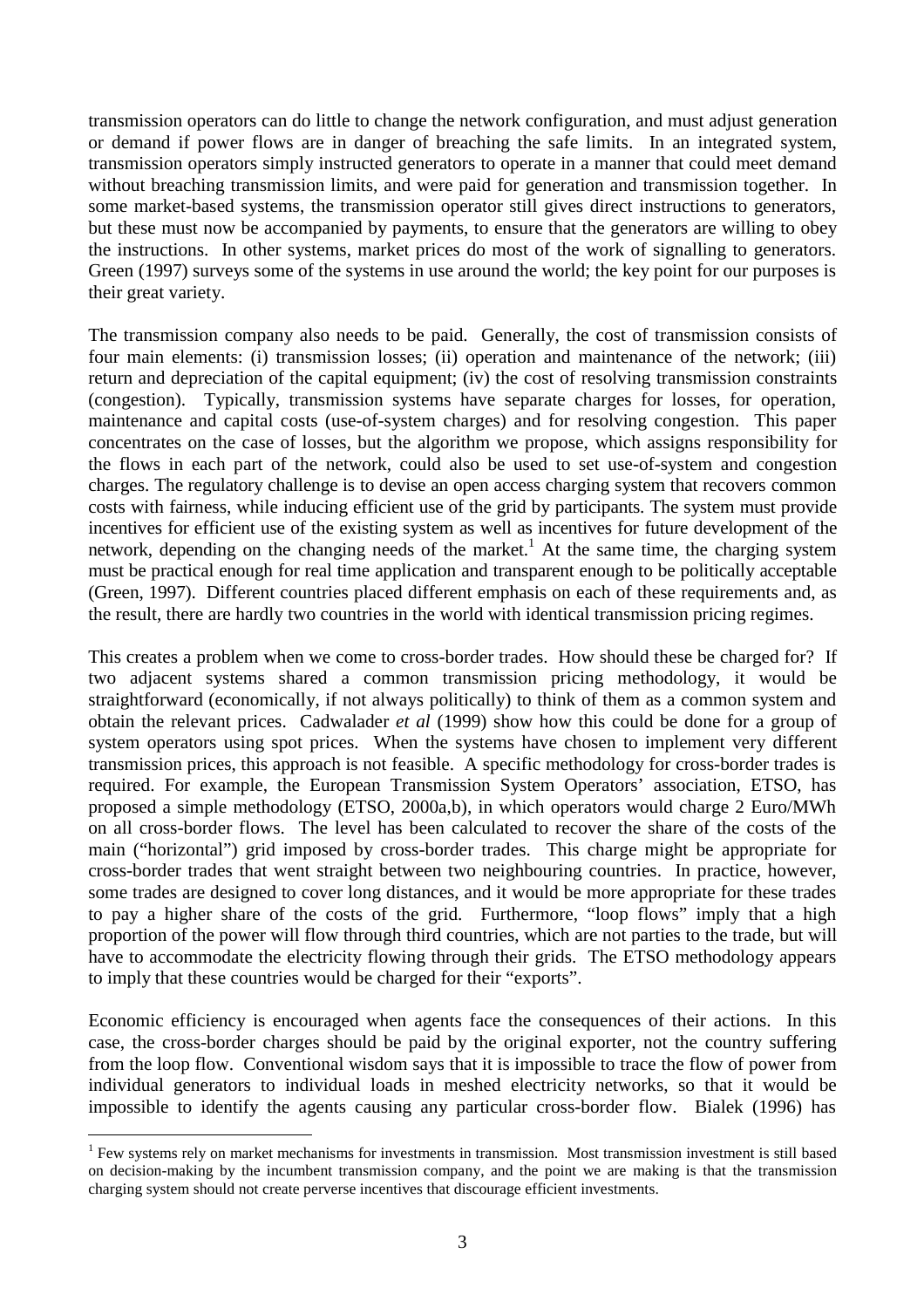transmission operators can do little to change the network configuration, and must adjust generation or demand if power flows are in danger of breaching the safe limits. In an integrated system, transmission operators simply instructed generators to operate in a manner that could meet demand without breaching transmission limits, and were paid for generation and transmission together. In some market-based systems, the transmission operator still gives direct instructions to generators, but these must now be accompanied by payments, to ensure that the generators are willing to obey the instructions. In other systems, market prices do most of the work of signalling to generators. Green (1997) surveys some of the systems in use around the world; the key point for our purposes is their great variety.

The transmission company also needs to be paid. Generally, the cost of transmission consists of four main elements: (i) transmission losses; (ii) operation and maintenance of the network; (iii) return and depreciation of the capital equipment; (iv) the cost of resolving transmission constraints (congestion). Typically, transmission systems have separate charges for losses, for operation, maintenance and capital costs (use-of-system charges) and for resolving congestion. This paper concentrates on the case of losses, but the algorithm we propose, which assigns responsibility for the flows in each part of the network, could also be used to set use-of-system and congestion charges. The regulatory challenge is to devise an open access charging system that recovers common costs with fairness, while inducing efficient use of the grid by participants. The system must provide incentives for efficient use of the existing system as well as incentives for future development of the network, depending on the changing needs of the market.[1] At the same time, the charging system must be practical enough for real time application and transparent enough to be politically acceptable (Green, 1997). Different countries placed different emphasis on each of these requirements and, as the result, there are hardly two countries in the world with identical transmission pricing regimes.

This creates a problem when we come to cross-border trades. How should these be charged for? If two adjacent systems shared a common transmission pricing methodology, it would be straightforward (economically, if not always politically) to think of them as a common system and obtain the relevant prices. Cadwalader *et al* (1999) show how this could be done for a group of system operators using spot prices. When the systems have chosen to implement very different transmission prices, this approach is not feasible. A specific methodology for cross-border trades is required. For example, the European Transmission System Operators' association, ETSO, has proposed a simple methodology (ETSO, 2000a,b), in which operators would charge 2 Euro/MWh on all cross-border flows. The level has been calculated to recover the share of the costs of the main ("horizontal") grid imposed by cross-border trades. This charge might be appropriate for cross-border trades that went straight between two neighbouring countries. In practice, however, some trades are designed to cover long distances, and it would be more appropriate for these trades to pay a higher share of the costs of the grid. Furthermore, "loop flows" imply that a high proportion of the power will flow through third countries, which are not parties to the trade, but will have to accommodate the electricity flowing through their grids. The ETSO methodology appears to imply that these countries would be charged for their "exports".

Economic efficiency is encouraged when agents face the consequences of their actions. In this case, the cross-border charges should be paid by the original exporter, not the country suffering from the loop flow. Conventional wisdom says that it is impossible to trace the flow of power from individual generators to individual loads in meshed electricity networks, so that it would be impossible to identify the agents causing any particular cross-border flow. Bialek (1996) has

[1] Few systems rely on market mechanisms for investments in transmission. Most transmission investment is still based on decision-making by the incumbent transmission company, and the point we are making is that the transmission charging system should not create perverse incentives that discourage efficient investments.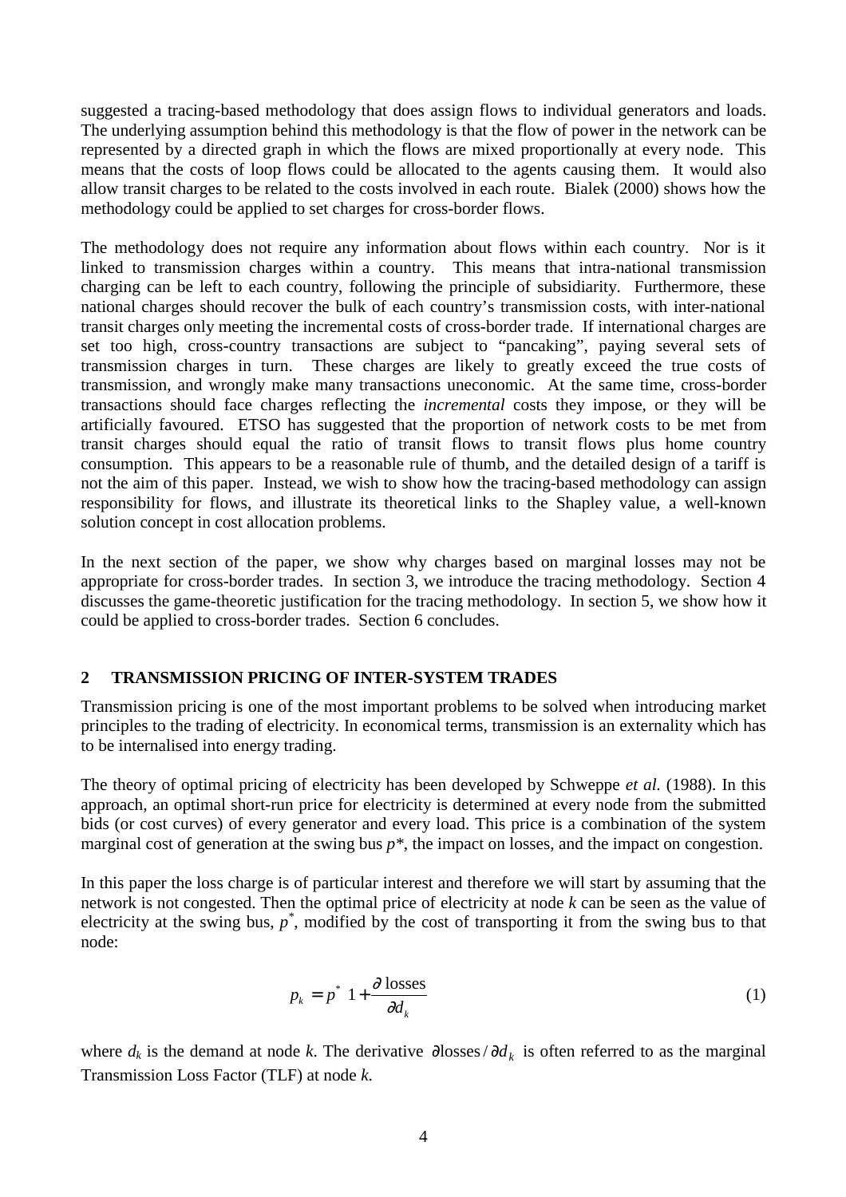suggested a tracing-based methodology that does assign flows to individual generators and loads. The underlying assumption behind this methodology is that the flow of power in the network can be represented by a directed graph in which the flows are mixed proportionally at every node. This means that the costs of loop flows could be allocated to the agents causing them. It would also allow transit charges to be related to the costs involved in each route. Bialek (2000) shows how the methodology could be applied to set charges for cross-border flows.

The methodology does not require any information about flows within each country. Nor is it linked to transmission charges within a country. This means that intra-national transmission charging can be left to each country, following the principle of subsidiarity. Furthermore, these national charges should recover the bulk of each country's transmission costs, with inter-national transit charges only meeting the incremental costs of cross-border trade. If international charges are set too high, cross-country transactions are subject to "pancaking", paying several sets of transmission charges in turn. These charges are likely to greatly exceed the true costs of transmission, and wrongly make many transactions uneconomic. At the same time, cross-border transactions should face charges reflecting the *incremental* costs they impose, or they will be artificially favoured. ETSO has suggested that the proportion of network costs to be met from transit charges should equal the ratio of transit flows to transit flows plus home country consumption. This appears to be a reasonable rule of thumb, and the detailed design of a tariff is not the aim of this paper. Instead, we wish to show how the tracing-based methodology can assign responsibility for flows, and illustrate its theoretical links to the Shapley value, a well-known solution concept in cost allocation problems.

In the next section of the paper, we show why charges based on marginal losses may not be appropriate for cross-border trades. In section 3, we introduce the tracing methodology. Section 4 discusses the game-theoretic justification for the tracing methodology. In section 5, we show how it could be applied to cross-border trades. Section 6 concludes.

## 2 TRANSMISSION PRICING OF INTER-SYSTEM TRADES

Transmission pricing is one of the most important problems to be solved when introducing market principles to the trading of electricity. In economical terms, transmission is an externality which has to be internalised into energy trading.

The theory of optimal pricing of electricity has been developed by Schweppe *et al.* (1988). In this approach, an optimal short-run price for electricity is determined at every node from the submitted bids (or cost curves) of every generator and every load. This price is a combination of the system marginal cost of generation at the swing bus $p^*$, the impact on losses, and the impact on congestion.

In this paper the loss charge is of particular interest and therefore we will start by assuming that the network is not congested. Then the optimal price of electricity at node $k$ can be seen as the value of electricity at the swing bus, $p^*$, modified by the cost of transporting it from the swing bus to that node:

$$p_k = p^* \left(1 + \frac{\partial \text{ losses}}{\partial d_k}\right) \tag{1}$$

where $d_k$ is the demand at node $k$. The derivative $\partial \text{losses} / \partial d_k$ is often referred to as the marginal Transmission Loss Factor (TLF) at node $k$.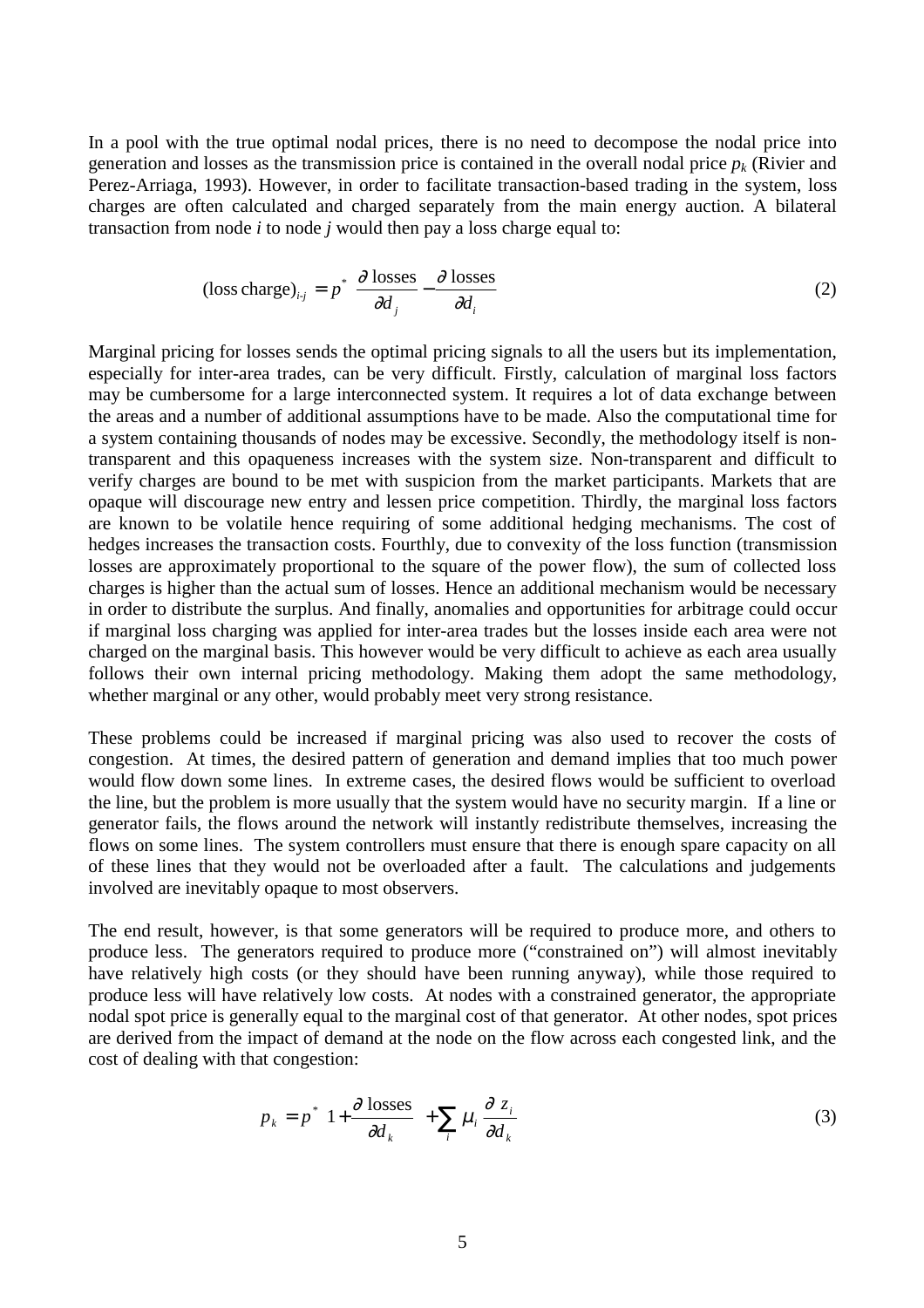In a pool with the true optimal nodal prices, there is no need to decompose the nodal price into generation and losses as the transmission price is contained in the overall nodal price $p_k$ (Rivier and Perez-Arriaga, 1993). However, in order to facilitate transaction-based trading in the system, loss charges are often calculated and charged separately from the main energy auction. A bilateral transaction from node *i* to node *j* would then pay a loss charge equal to:

$$(\text{loss charge})_{i\text{-}j} = p^* \left( \frac{\partial \text{ losses}}{\partial d_j} - \frac{\partial \text{ losses}}{\partial d_i} \right) \tag{2}$$

Marginal pricing for losses sends the optimal pricing signals to all the users but its implementation, especially for inter-area trades, can be very difficult. Firstly, calculation of marginal loss factors may be cumbersome for a large interconnected system. It requires a lot of data exchange between the areas and a number of additional assumptions have to be made. Also the computational time for a system containing thousands of nodes may be excessive. Secondly, the methodology itself is non-transparent and this opaqueness increases with the system size. Non-transparent and difficult to verify charges are bound to be met with suspicion from the market participants. Markets that are opaque will discourage new entry and lessen price competition. Thirdly, the marginal loss factors are known to be volatile hence requiring of some additional hedging mechanisms. The cost of hedges increases the transaction costs. Fourthly, due to convexity of the loss function (transmission losses are approximately proportional to the square of the power flow), the sum of collected loss charges is higher than the actual sum of losses. Hence an additional mechanism would be necessary in order to distribute the surplus. And finally, anomalies and opportunities for arbitrage could occur if marginal loss charging was applied for inter-area trades but the losses inside each area were not charged on the marginal basis. This however would be very difficult to achieve as each area usually follows their own internal pricing methodology. Making them adopt the same methodology, whether marginal or any other, would probably meet very strong resistance.

These problems could be increased if marginal pricing was also used to recover the costs of congestion. At times, the desired pattern of generation and demand implies that too much power would flow down some lines. In extreme cases, the desired flows would be sufficient to overload the line, but the problem is more usually that the system would have no security margin. If a line or generator fails, the flows around the network will instantly redistribute themselves, increasing the flows on some lines. The system controllers must ensure that there is enough spare capacity on all of these lines that they would not be overloaded after a fault. The calculations and judgements involved are inevitably opaque to most observers.

The end result, however, is that some generators will be required to produce more, and others to produce less. The generators required to produce more ("constrained on") will almost inevitably have relatively high costs (or they should have been running anyway), while those required to produce less will have relatively low costs. At nodes with a constrained generator, the appropriate nodal spot price is generally equal to the marginal cost of that generator. At other nodes, spot prices are derived from the impact of demand at the node on the flow across each congested link, and the cost of dealing with that congestion:

$$p_k = p^* \left( 1 + \frac{\partial \text{ losses}}{\partial d_k} \right) + \sum_i \mu_i \frac{\partial z_i}{\partial d_k} \tag{3}$$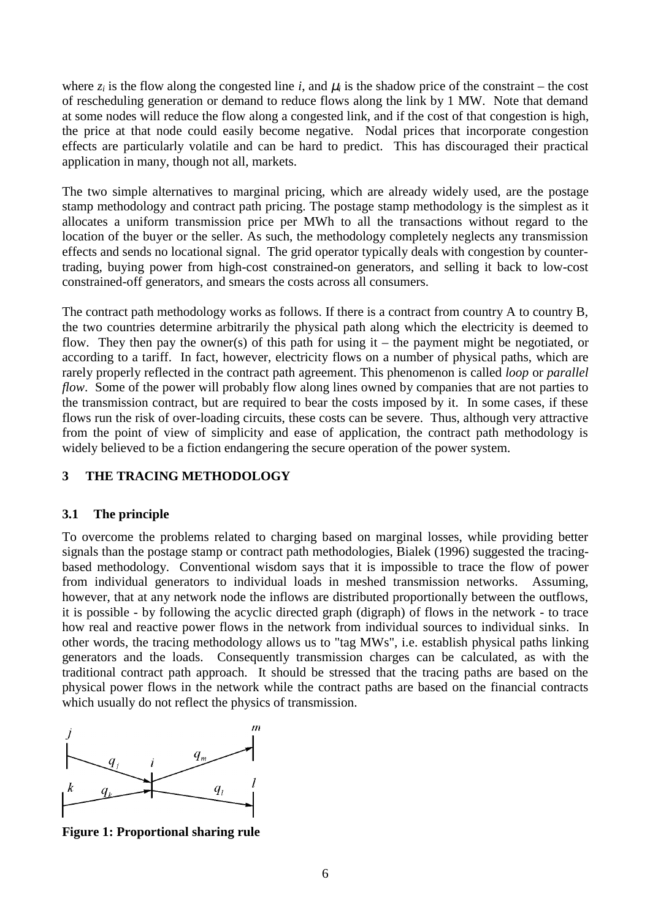where $z_i$ is the flow along the congested line $i$, and $\mu_i$ is the shadow price of the constraint – the cost of rescheduling generation or demand to reduce flows along the link by 1 MW. Note that demand at some nodes will reduce the flow along a congested link, and if the cost of that congestion is high, the price at that node could easily become negative. Nodal prices that incorporate congestion effects are particularly volatile and can be hard to predict. This has discouraged their practical application in many, though not all, markets.

The two simple alternatives to marginal pricing, which are already widely used, are the postage stamp methodology and contract path pricing. The postage stamp methodology is the simplest as it allocates a uniform transmission price per MWh to all the transactions without regard to the location of the buyer or the seller. As such, the methodology completely neglects any transmission effects and sends no locational signal. The grid operator typically deals with congestion by counter-trading, buying power from high-cost constrained-on generators, and selling it back to low-cost constrained-off generators, and smears the costs across all consumers.

The contract path methodology works as follows. If there is a contract from country A to country B, the two countries determine arbitrarily the physical path along which the electricity is deemed to flow. They then pay the owner(s) of this path for using it – the payment might be negotiated, or according to a tariff. In fact, however, electricity flows on a number of physical paths, which are rarely properly reflected in the contract path agreement. This phenomenon is called *loop* or *parallel flow*. Some of the power will probably flow along lines owned by companies that are not parties to the transmission contract, but are required to bear the costs imposed by it. In some cases, if these flows run the risk of over-loading circuits, these costs can be severe. Thus, although very attractive from the point of view of simplicity and ease of application, the contract path methodology is widely believed to be a fiction endangering the secure operation of the power system.

## 3 THE TRACING METHODOLOGY

### 3.1 The principle

To overcome the problems related to charging based on marginal losses, while providing better signals than the postage stamp or contract path methodologies, Bialek (1996) suggested the tracing-based methodology. Conventional wisdom says that it is impossible to trace the flow of power from individual generators to individual loads in meshed transmission networks. Assuming, however, that at any network node the inflows are distributed proportionally between the outflows, it is possible - by following the acyclic directed graph (digraph) of flows in the network - to trace how real and reactive power flows in the network from individual sources to individual sinks. In other words, the tracing methodology allows us to "tag MWs", i.e. establish physical paths linking generators and the loads. Consequently transmission charges can be calculated, as with the traditional contract path approach. It should be stressed that the tracing paths are based on the physical power flows in the network while the contract paths are based on the financial contracts which usually do not reflect the physics of transmission.

j

m

$q_j$

i

$q_m$

k

$q_k$

$q_l$

l

**Figure 1: Proportional sharing rule**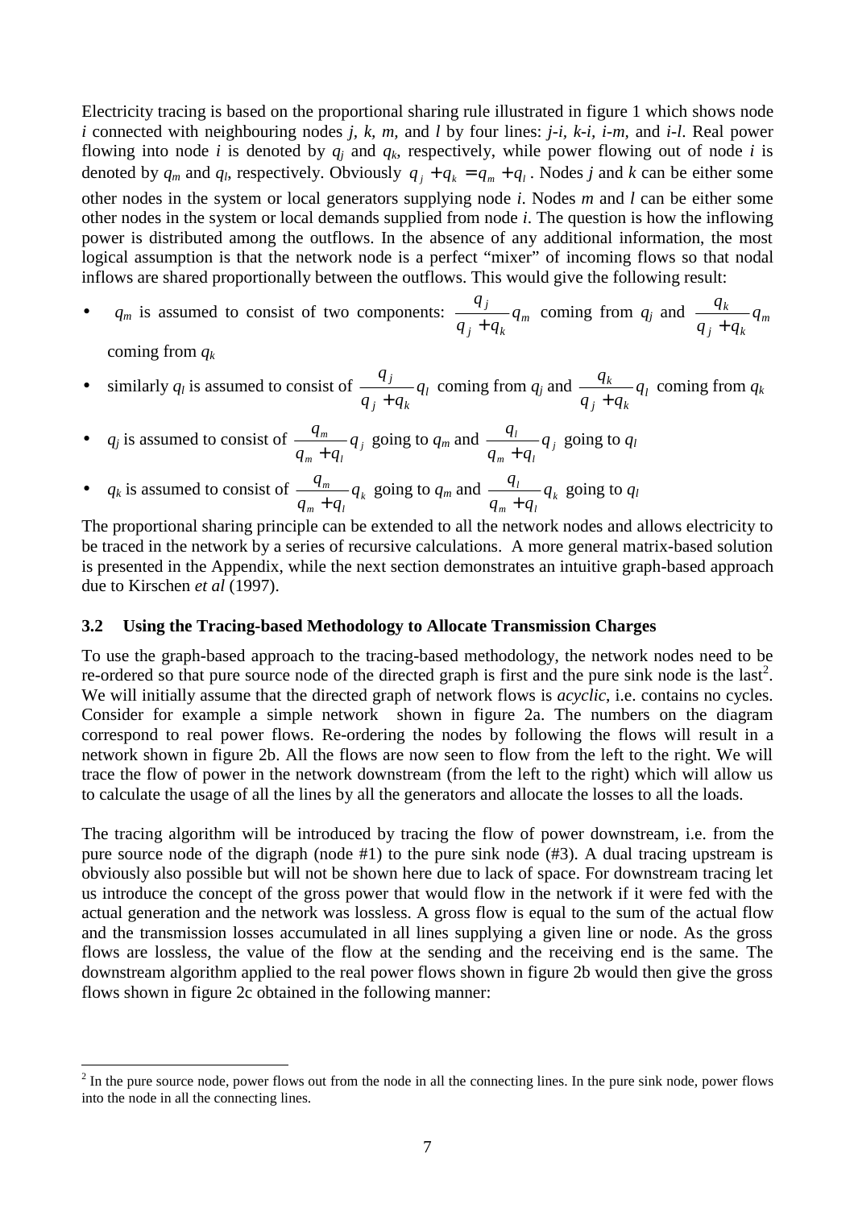Electricity tracing is based on the proportional sharing rule illustrated in figure 1 which shows node *i* connected with neighbouring nodes *j*, *k*, *m*, and *l* by four lines: *j*-*i*, *k*-*i*, *i*-*m*, and *i*-*l*. Real power flowing into node *i* is denoted by $q_j$ and $q_k$, respectively, while power flowing out of node *i* is denoted by $q_m$ and $q_l$, respectively. Obviously $q_j + q_k = q_m + q_l$. Nodes *j* and *k* can be either some other nodes in the system or local generators supplying node *i*. Nodes *m* and *l* can be either some other nodes in the system or local demands supplied from node *i*. The question is how the inflowing power is distributed among the outflows. In the absence of any additional information, the most logical assumption is that the network node is a perfect "mixer" of incoming flows so that nodal inflows are shared proportionally between the outflows. This would give the following result:

- $q_m$ is assumed to consist of two components: $\frac{q_j}{q_j + q_k} q_m$ coming from $q_j$ and $\frac{q_k}{q_j + q_k} q_m$ coming from $q_k$
- similarly $q_l$ is assumed to consist of $\frac{q_j}{q_j + q_k} q_l$ coming from $q_j$ and $\frac{q_k}{q_j + q_k} q_l$ coming from $q_k$
- $q_j$ is assumed to consist of $\frac{q_m}{q_m + q_l} q_j$ going to $q_m$ and $\frac{q_l}{q_m + q_l} q_j$ going to $q_l$
- $q_k$ is assumed to consist of $\frac{q_m}{q_m + q_l} q_k$ going to $q_m$ and $\frac{q_l}{q_m + q_l} q_k$ going to $q_l$

The proportional sharing principle can be extended to all the network nodes and allows electricity to be traced in the network by a series of recursive calculations. A more general matrix-based solution is presented in the Appendix, while the next section demonstrates an intuitive graph-based approach due to Kirschen *et al* (1997).

### 3.2 Using the Tracing-based Methodology to Allocate Transmission Charges

To use the graph-based approach to the tracing-based methodology, the network nodes need to be re-ordered so that pure source node of the directed graph is first and the pure sink node is the last[2]. We will initially assume that the directed graph of network flows is *acyclic*, i.e. contains no cycles. Consider for example a simple network shown in figure 2a. The numbers on the diagram correspond to real power flows. Re-ordering the nodes by following the flows will result in a network shown in figure 2b. All the flows are now seen to flow from the left to the right. We will trace the flow of power in the network downstream (from the left to the right) which will allow us to calculate the usage of all the lines by all the generators and allocate the losses to all the loads.

The tracing algorithm will be introduced by tracing the flow of power downstream, i.e. from the pure source node of the digraph (node #1) to the pure sink node (#3). A dual tracing upstream is obviously also possible but will not be shown here due to lack of space. For downstream tracing let us introduce the concept of the gross power that would flow in the network if it were fed with the actual generation and the network was lossless. A gross flow is equal to the sum of the actual flow and the transmission losses accumulated in all lines supplying a given line or node. As the gross flows are lossless, the value of the flow at the sending and the receiving end is the same. The downstream algorithm applied to the real power flows shown in figure 2b would then give the gross flows shown in figure 2c obtained in the following manner:

[2] In the pure source node, power flows out from the node in all the connecting lines. In the pure sink node, power flows into the node in all the connecting lines.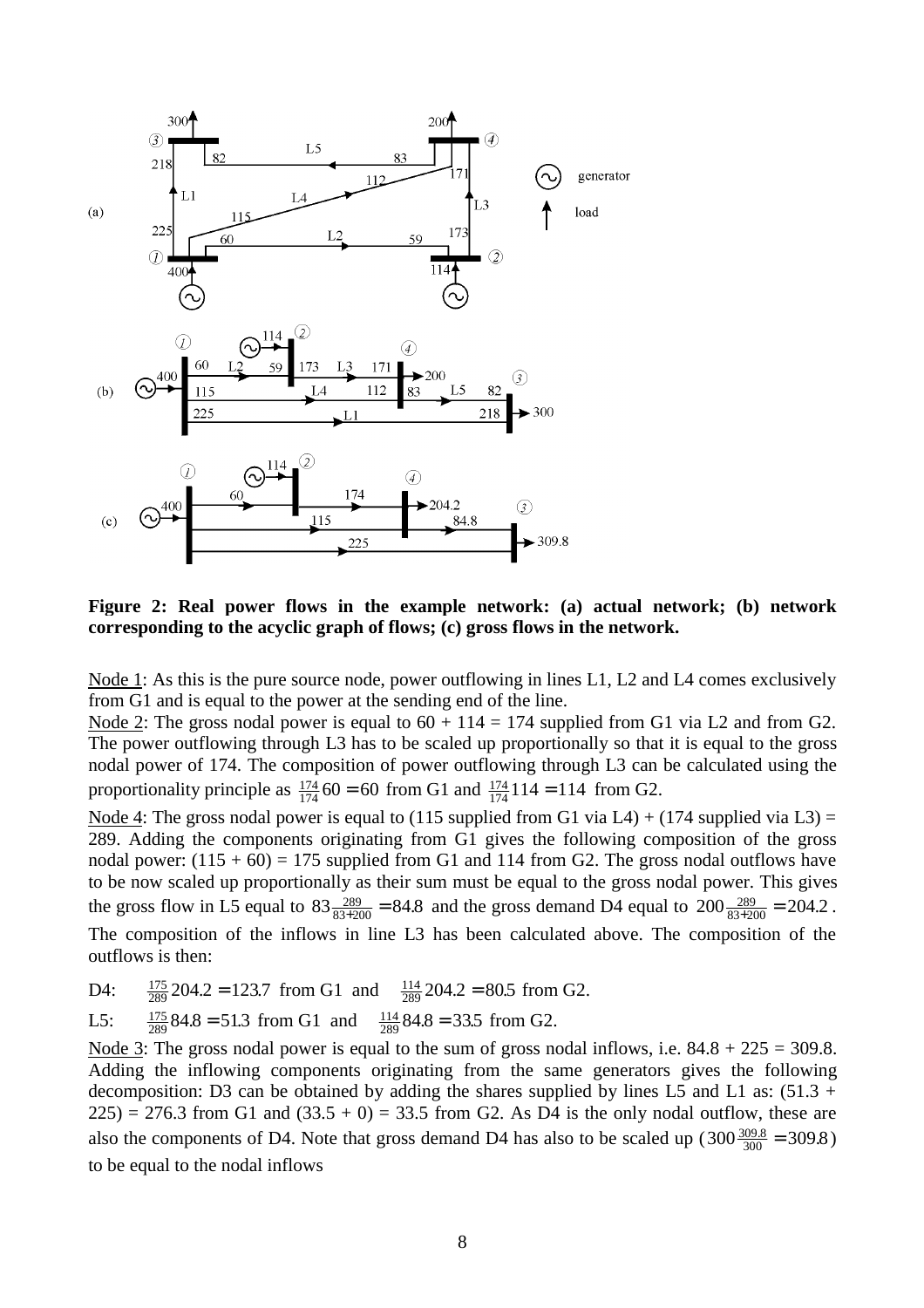300

200

③

④

218

82

L5

83

112

171

generator

L1

L4

L3

load

(a)

115

225

60

L2

59

173

①

②

400

114

①

②

114

④

60

L2

59

173

L3

171

200

③

400

115

L4

112

83

L5

82

(b)

225

L1

218

300

①

114

②

④

60

174

204.2

③

400

(c)

115

84.8

225

309.8

**Figure 2: Real power flows in the example network: (a) actual network; (b) network corresponding to the acyclic graph of flows; (c) gross flows in the network.**

Node 1: As this is the pure source node, power outflowing in lines L1, L2 and L4 comes exclusively from G1 and is equal to the power at the sending end of the line.

Node 2: The gross nodal power is equal to 60 + 114 = 174 supplied from G1 via L2 and from G2. The power outflowing through L3 has to be scaled up proportionally so that it is equal to the gross nodal power of 174. The composition of power outflowing through L3 can be calculated using the proportionality principle as $\frac{174}{174}60 = 60$ from G1 and $\frac{174}{174}114 = 114$ from G2.

Node 4: The gross nodal power is equal to (115 supplied from G1 via L4) + (174 supplied via L3) = 289. Adding the components originating from G1 gives the following composition of the gross nodal power: (115 + 60) = 175 supplied from G1 and 114 from G2. The gross nodal outflows have to be now scaled up proportionally as their sum must be equal to the gross nodal power. This gives the gross flow in L5 equal to $83\frac{289}{83+200} = 84.8$ and the gross demand D4 equal to $200\frac{289}{83+200} = 204.2$. The composition of the inflows in line L3 has been calculated above. The composition of the outflows is then:

D4: $\frac{175}{289}204.2 = 123.7$ from G1 and $\frac{114}{289}204.2 = 80.5$ from G2.

L5: $\frac{175}{289}84.8 = 51.3$ from G1 and $\frac{114}{289}84.8 = 33.5$ from G2.

Node 3: The gross nodal power is equal to the sum of gross nodal inflows, i.e. 84.8 + 225 = 309.8. Adding the inflowing components originating from the same generators gives the following decomposition: D3 can be obtained by adding the shares supplied by lines L5 and L1 as: (51.3 + 225) = 276.3 from G1 and (33.5 + 0) = 33.5 from G2. As D4 is the only nodal outflow, these are also the components of D4. Note that gross demand D4 has also to be scaled up ($300\frac{309.8}{300} = 309.8$) to be equal to the nodal inflows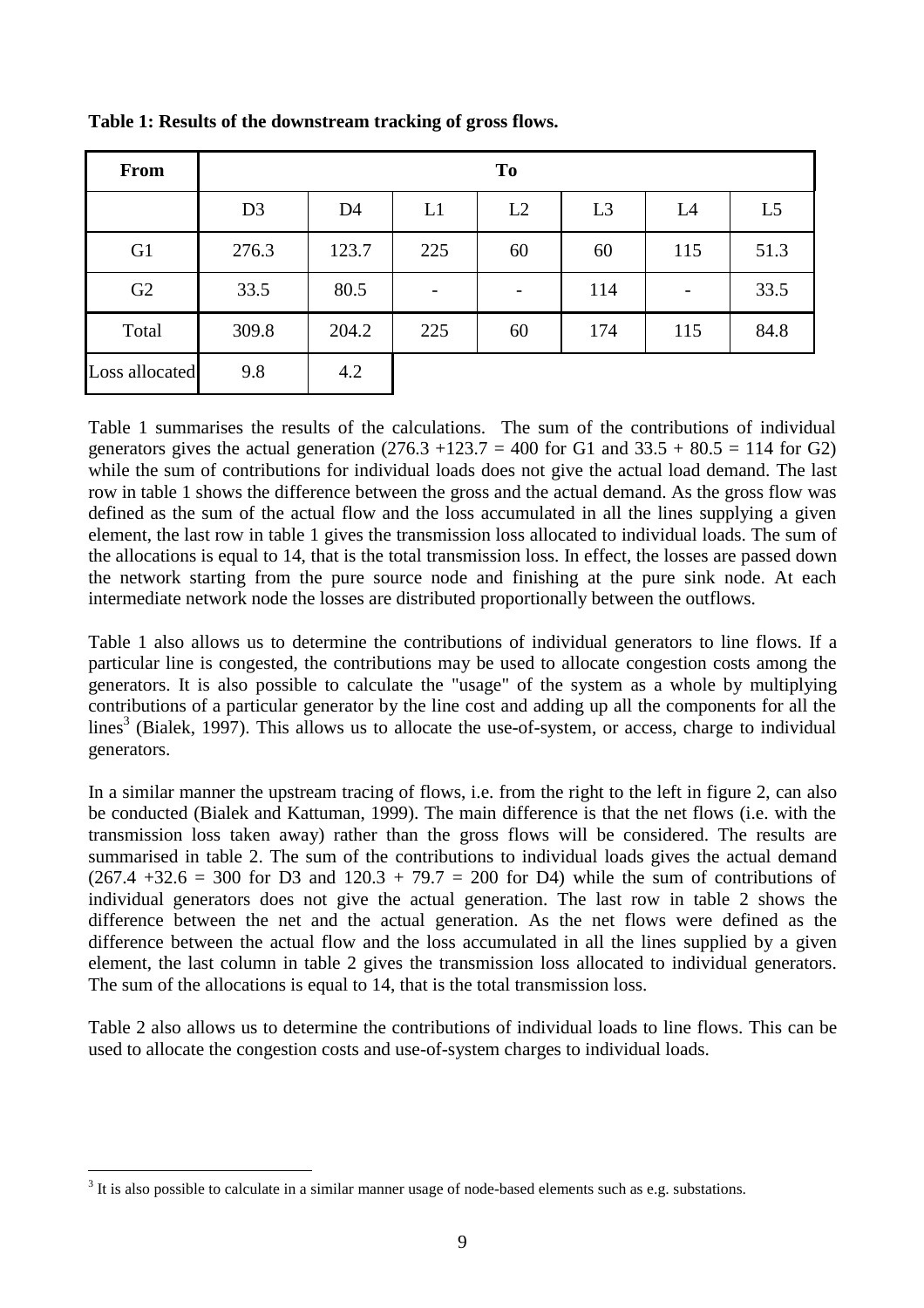**Table 1: Results of the downstream tracking of gross flows.**

| From | To | | | | | | |
|---|---|---|---|---|---|---|---|
| | D3 | D4 | L1 | L2 | L3 | L4 | L5 |
| G1 | 276.3 | 123.7 | 225 | 60 | 60 | 115 | 51.3 |
| G2 | 33.5 | 80.5 | - | - | 114 | - | 33.5 |
| Total | 309.8 | 204.2 | 225 | 60 | 174 | 115 | 84.8 |
| Loss allocated | 9.8 | 4.2 | | | | | |

Table 1 summarises the results of the calculations. The sum of the contributions of individual generators gives the actual generation (276.3 +123.7 = 400 for G1 and 33.5 + 80.5 = 114 for G2) while the sum of contributions for individual loads does not give the actual load demand. The last row in table 1 shows the difference between the gross and the actual demand. As the gross flow was defined as the sum of the actual flow and the loss accumulated in all the lines supplying a given element, the last row in table 1 gives the transmission loss allocated to individual loads. The sum of the allocations is equal to 14, that is the total transmission loss. In effect, the losses are passed down the network starting from the pure source node and finishing at the pure sink node. At each intermediate network node the losses are distributed proportionally between the outflows.

Table 1 also allows us to determine the contributions of individual generators to line flows. If a particular line is congested, the contributions may be used to allocate congestion costs among the generators. It is also possible to calculate the "usage" of the system as a whole by multiplying contributions of a particular generator by the line cost and adding up all the components for all the lines[3] (Bialek, 1997). This allows us to allocate the use-of-system, or access, charge to individual generators.

In a similar manner the upstream tracing of flows, i.e. from the right to the left in figure 2, can also be conducted (Bialek and Kattuman, 1999). The main difference is that the net flows (i.e. with the transmission loss taken away) rather than the gross flows will be considered. The results are summarised in table 2. The sum of the contributions to individual loads gives the actual demand (267.4 +32.6 = 300 for D3 and 120.3 + 79.7 = 200 for D4) while the sum of contributions of individual generators does not give the actual generation. The last row in table 2 shows the difference between the net and the actual generation. As the net flows were defined as the difference between the actual flow and the loss accumulated in all the lines supplied by a given element, the last column in table 2 gives the transmission loss allocated to individual generators. The sum of the allocations is equal to 14, that is the total transmission loss.

Table 2 also allows us to determine the contributions of individual loads to line flows. This can be used to allocate the congestion costs and use-of-system charges to individual loads.

[3] It is also possible to calculate in a similar manner usage of node-based elements such as e.g. substations.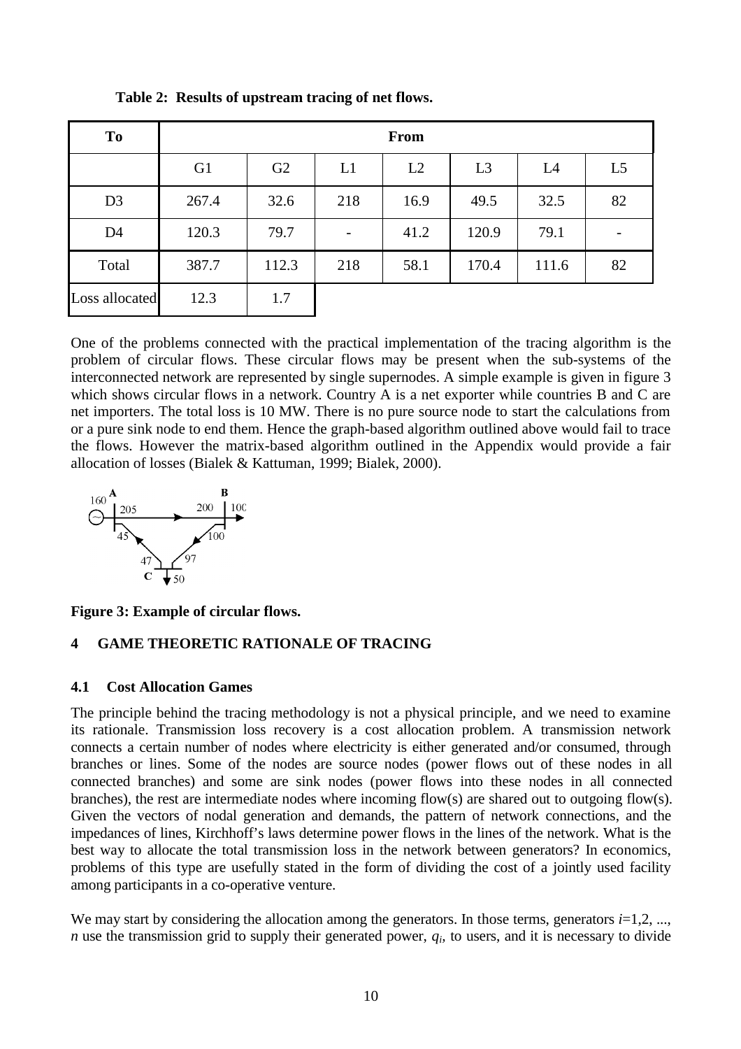**Table 2: Results of upstream tracing of net flows.**

| To | From | | | | | | |
|---|---|---|---|---|---|---|---|
| | G1 | G2 | L1 | L2 | L3 | L4 | L5 |
| D3 | 267.4 | 32.6 | 218 | 16.9 | 49.5 | 32.5 | 82 |
| D4 | 120.3 | 79.7 | - | 41.2 | 120.9 | 79.1 | - |
| Total | 387.7 | 112.3 | 218 | 58.1 | 170.4 | 111.6 | 82 |
| Loss allocated | 12.3 | 1.7 | | | | | |

One of the problems connected with the practical implementation of the tracing algorithm is the problem of circular flows. These circular flows may be present when the sub-systems of the interconnected network are represented by single supernodes. A simple example is given in figure 3 which shows circular flows in a network. Country A is a net exporter while countries B and C are net importers. The total loss is 10 MW. There is no pure source node to start the calculations from or a pure sink node to end them. Hence the graph-based algorithm outlined above would fail to trace the flows. However the matrix-based algorithm outlined in the Appendix would provide a fair allocation of losses (Bialek & Kattuman, 1999; Bialek, 2000).

160
A
205
B
200
100
45
100
47
97
C
50

**Figure 3: Example of circular flows.**

## 4 GAME THEORETIC RATIONALE OF TRACING

### 4.1 Cost Allocation Games

The principle behind the tracing methodology is not a physical principle, and we need to examine its rationale. Transmission loss recovery is a cost allocation problem. A transmission network connects a certain number of nodes where electricity is either generated and/or consumed, through branches or lines. Some of the nodes are source nodes (power flows out of these nodes in all connected branches) and some are sink nodes (power flows into these nodes in all connected branches), the rest are intermediate nodes where incoming flow(s) are shared out to outgoing flow(s). Given the vectors of nodal generation and demands, the pattern of network connections, and the impedances of lines, Kirchhoff's laws determine power flows in the lines of the network. What is the best way to allocate the total transmission loss in the network between generators? In economics, problems of this type are usefully stated in the form of dividing the cost of a jointly used facility among participants in a co-operative venture.

We may start by considering the allocation among the generators. In those terms, generators $i$=1,2, ..., $n$ use the transmission grid to supply their generated power, $q_i$, to users, and it is necessary to divide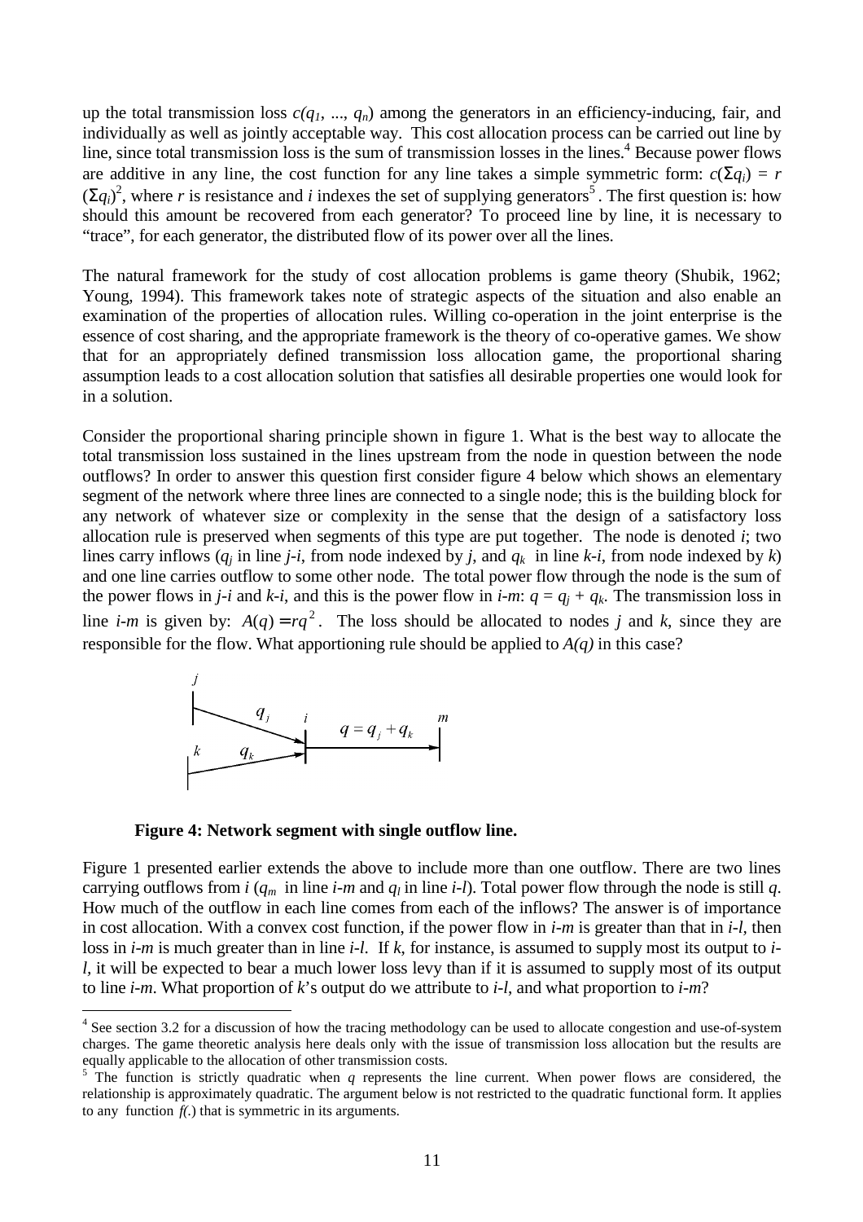up the total transmission loss $c(q_1, ..., q_n)$ among the generators in an efficiency-inducing, fair, and individually as well as jointly acceptable way. This cost allocation process can be carried out line by line, since total transmission loss is the sum of transmission losses in the lines.[4] Because power flows are additive in any line, the cost function for any line takes a simple symmetric form: $c(\Sigma q_i) = r (\Sigma q_i)^2$, where $r$ is resistance and $i$ indexes the set of supplying generators[5]. The first question is: how should this amount be recovered from each generator? To proceed line by line, it is necessary to "trace", for each generator, the distributed flow of its power over all the lines.

The natural framework for the study of cost allocation problems is game theory (Shubik, 1962; Young, 1994). This framework takes note of strategic aspects of the situation and also enable an examination of the properties of allocation rules. Willing co-operation in the joint enterprise is the essence of cost sharing, and the appropriate framework is the theory of co-operative games. We show that for an appropriately defined transmission loss allocation game, the proportional sharing assumption leads to a cost allocation solution that satisfies all desirable properties one would look for in a solution.

Consider the proportional sharing principle shown in figure 1. What is the best way to allocate the total transmission loss sustained in the lines upstream from the node in question between the node outflows? In order to answer this question first consider figure 4 below which shows an elementary segment of the network where three lines are connected to a single node; this is the building block for any network of whatever size or complexity in the sense that the design of a satisfactory loss allocation rule is preserved when segments of this type are put together. The node is denoted $i$; two lines carry inflows ($q_j$ in line $j$-$i$, from node indexed by $j$, and $q_k$ in line $k$-$i$, from node indexed by $k$) and one line carries outflow to some other node. The total power flow through the node is the sum of the power flows in $j$-$i$ and $k$-$i$, and this is the power flow in $i$-$m$: $q = q_j + q_k$. The transmission loss in line $i$-$m$ is given by: $A(q) = rq^2$. The loss should be allocated to nodes $j$ and $k$, since they are responsible for the flow. What apportioning rule should be applied to $A(q)$ in this case?

j

$q_j$

i

m

$q = q_j + q_k$

k

$q_k$

**Figure 4: Network segment with single outflow line.**

Figure 1 presented earlier extends the above to include more than one outflow. There are two lines carrying outflows from $i$ ($q_m$ in line $i$-$m$ and $q_l$ in line $i$-$l$). Total power flow through the node is still $q$. How much of the outflow in each line comes from each of the inflows? The answer is of importance in cost allocation. With a convex cost function, if the power flow in $i$-$m$ is greater than that in $i$-$l$, then loss in $i$-$m$ is much greater than in line $i$-$l$. If $k$, for instance, is assumed to supply most its output to $i$-$l$, it will be expected to bear a much lower loss levy than if it is assumed to supply most of its output to line $i$-$m$. What proportion of $k$'s output do we attribute to $i$-$l$, and what proportion to $i$-$m$?

[4] See section 3.2 for a discussion of how the tracing methodology can be used to allocate congestion and use-of-system charges. The game theoretic analysis here deals only with the issue of transmission loss allocation but the results are equally applicable to the allocation of other transmission costs.

[5] The function is strictly quadratic when $q$ represents the line current. When power flows are considered, the relationship is approximately quadratic. The argument below is not restricted to the quadratic functional form. It applies to any function $f(.)$ that is symmetric in its arguments.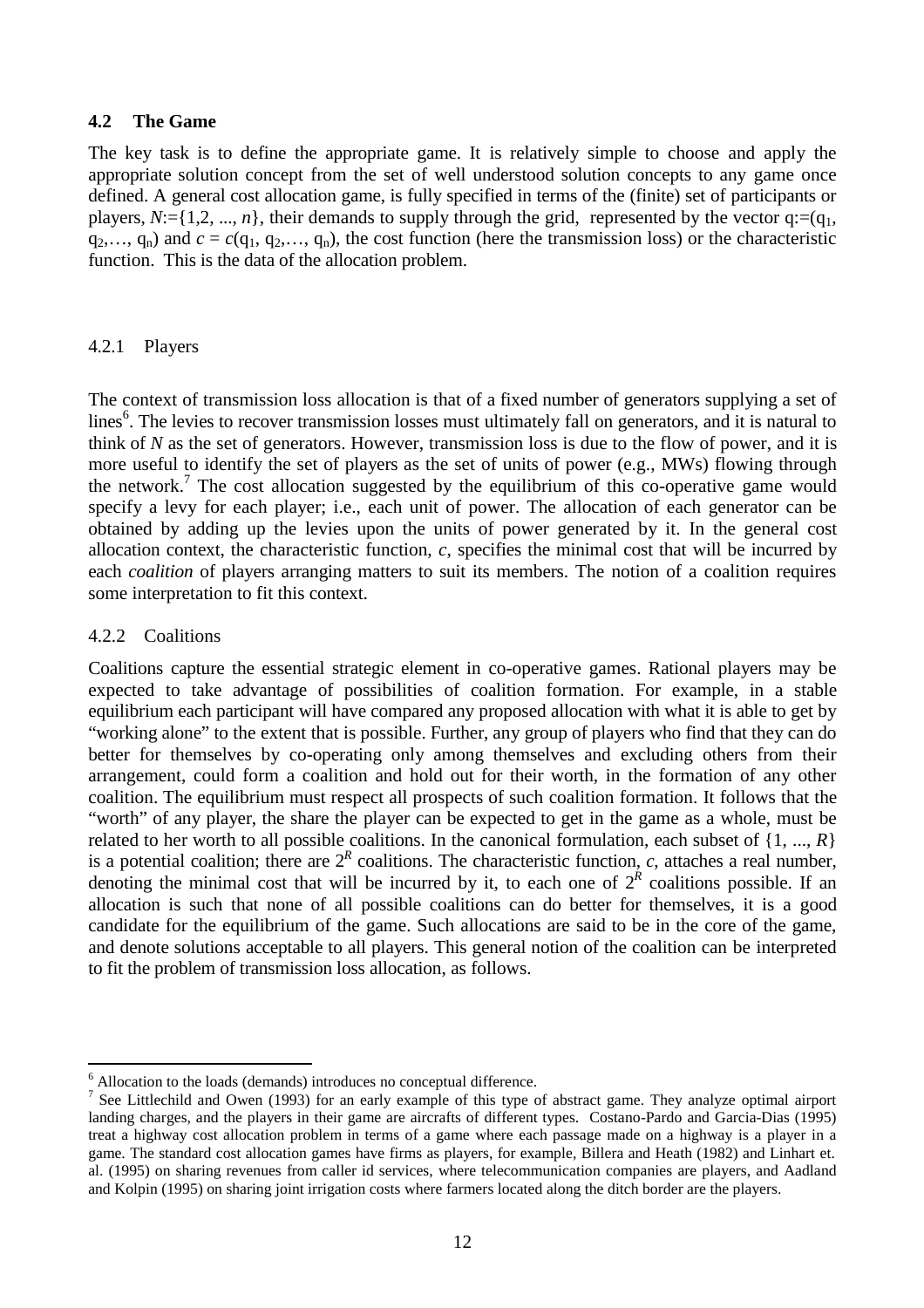## 4.2 The Game

The key task is to define the appropriate game. It is relatively simple to choose and apply the appropriate solution concept from the set of well understood solution concepts to any game once defined. A general cost allocation game, is fully specified in terms of the (finite) set of participants or players, $N:=\{1,2, ..., n\}$, their demands to supply through the grid, represented by the vector $q:=(q_1, q_2,\ldots, q_n)$ and $c = c(q_1, q_2,\ldots, q_n)$, the cost function (here the transmission loss) or the characteristic function. This is the data of the allocation problem.

### 4.2.1 Players

The context of transmission loss allocation is that of a fixed number of generators supplying a set of lines[6]. The levies to recover transmission losses must ultimately fall on generators, and it is natural to think of *N* as the set of generators. However, transmission loss is due to the flow of power, and it is more useful to identify the set of players as the set of units of power (e.g., MWs) flowing through the network.[7] The cost allocation suggested by the equilibrium of this co-operative game would specify a levy for each player; i.e., each unit of power. The allocation of each generator can be obtained by adding up the levies upon the units of power generated by it. In the general cost allocation context, the characteristic function, *c*, specifies the minimal cost that will be incurred by each *coalition* of players arranging matters to suit its members. The notion of a coalition requires some interpretation to fit this context.

### 4.2.2 Coalitions

Coalitions capture the essential strategic element in co-operative games. Rational players may be expected to take advantage of possibilities of coalition formation. For example, in a stable equilibrium each participant will have compared any proposed allocation with what it is able to get by "working alone" to the extent that is possible. Further, any group of players who find that they can do better for themselves by co-operating only among themselves and excluding others from their arrangement, could form a coalition and hold out for their worth, in the formation of any other coalition. The equilibrium must respect all prospects of such coalition formation. It follows that the "worth" of any player, the share the player can be expected to get in the game as a whole, must be related to her worth to all possible coalitions. In the canonical formulation, each subset of $\{1, ..., R\}$ is a potential coalition; there are $2^R$ coalitions. The characteristic function, *c*, attaches a real number, denoting the minimal cost that will be incurred by it, to each one of $2^R$ coalitions possible. If an allocation is such that none of all possible coalitions can do better for themselves, it is a good candidate for the equilibrium of the game. Such allocations are said to be in the core of the game, and denote solutions acceptable to all players. This general notion of the coalition can be interpreted to fit the problem of transmission loss allocation, as follows.

---

[6] Allocation to the loads (demands) introduces no conceptual difference.

[7] See Littlechild and Owen (1993) for an early example of this type of abstract game. They analyze optimal airport landing charges, and the players in their game are aircrafts of different types. Costano-Pardo and Garcia-Dias (1995) treat a highway cost allocation problem in terms of a game where each passage made on a highway is a player in a game. The standard cost allocation games have firms as players, for example, Billera and Heath (1982) and Linhart et. al. (1995) on sharing revenues from caller id services, where telecommunication companies are players, and Aadland and Kolpin (1995) on sharing joint irrigation costs where farmers located along the ditch border are the players.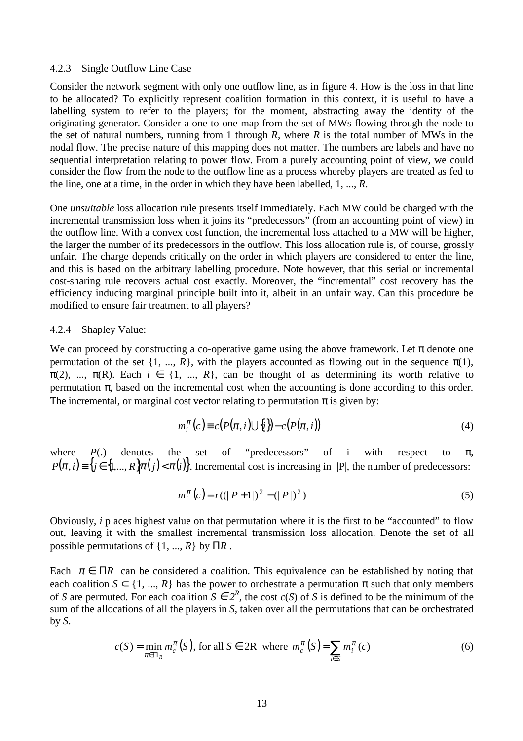### 4.2.3 Single Outflow Line Case

Consider the network segment with only one outflow line, as in figure 4. How is the loss in that line to be allocated? To explicitly represent coalition formation in this context, it is useful to have a labelling system to refer to the players; for the moment, abstracting away the identity of the originating generator. Consider a one-to-one map from the set of MWs flowing through the node to the set of natural numbers, running from 1 through *R*, where *R* is the total number of MWs in the nodal flow. The precise nature of this mapping does not matter. The numbers are labels and have no sequential interpretation relating to power flow. From a purely accounting point of view, we could consider the flow from the node to the outflow line as a process whereby players are treated as fed to the line, one at a time, in the order in which they have been labelled, 1, ..., *R*.

One *unsuitable* loss allocation rule presents itself immediately. Each MW could be charged with the incremental transmission loss when it joins its "predecessors" (from an accounting point of view) in the outflow line. With a convex cost function, the incremental loss attached to a MW will be higher, the larger the number of its predecessors in the outflow. This loss allocation rule is, of course, grossly unfair. The charge depends critically on the order in which players are considered to enter the line, and this is based on the arbitrary labelling procedure. Note however, that this serial or incremental cost-sharing rule recovers actual cost exactly. Moreover, the "incremental" cost recovery has the efficiency inducing marginal principle built into it, albeit in an unfair way. Can this procedure be modified to ensure fair treatment to all players?

### 4.2.4 Shapley Value:

We can proceed by constructing a co-operative game using the above framework. Let π denote one permutation of the set {1, ..., *R*}, with the players accounted as flowing out in the sequence π(1), π(2), ..., π(R). Each $i \in \{1, ..., R\}$, can be thought of as determining its worth relative to permutation π, based on the incremental cost when the accounting is done according to this order. The incremental, or marginal cost vector relating to permutation π is given by:

$$m_i^{\pi}(c) \equiv c\big(P(\pi, i) \cup \{i\}\big) - c\big(P(\pi, i)\big) \tag{4}$$

where $P(.)$ denotes the set of "predecessors" of i with respect to π, $P(\pi, i) \equiv \{j \in \{1, ..., R\} | \pi(j) < \pi(i)\}$. Incremental cost is increasing in $|P|$, the number of predecessors:

$$m_i^{\pi}(c) = r((|P+1|)^2 - (|P|)^2) \tag{5}$$

Obviously, *i* places highest value on that permutation where it is the first to be "accounted" to flow out, leaving it with the smallest incremental transmission loss allocation. Denote the set of all possible permutations of {1, ..., *R*} by $\Pi R$ .

Each $\pi \in \Pi R$ can be considered a coalition. This equivalence can be established by noting that each coalition $S \subset \{1, ..., R\}$ has the power to orchestrate a permutation π such that only members of *S* are permuted. For each coalition $S \in 2^R$, the cost $c(S)$ of *S* is defined to be the minimum of the sum of the allocations of all the players in *S*, taken over all the permutations that can be orchestrated by *S*.

$$c(S) = \min_{\pi \in \Pi_R} m_c^{\pi}(S), \text{ for all } S \in 2\text{R} \text{ where } m_c^{\pi}(S) = \sum_{i \in S} m_i^{\pi}(c) \tag{6}$$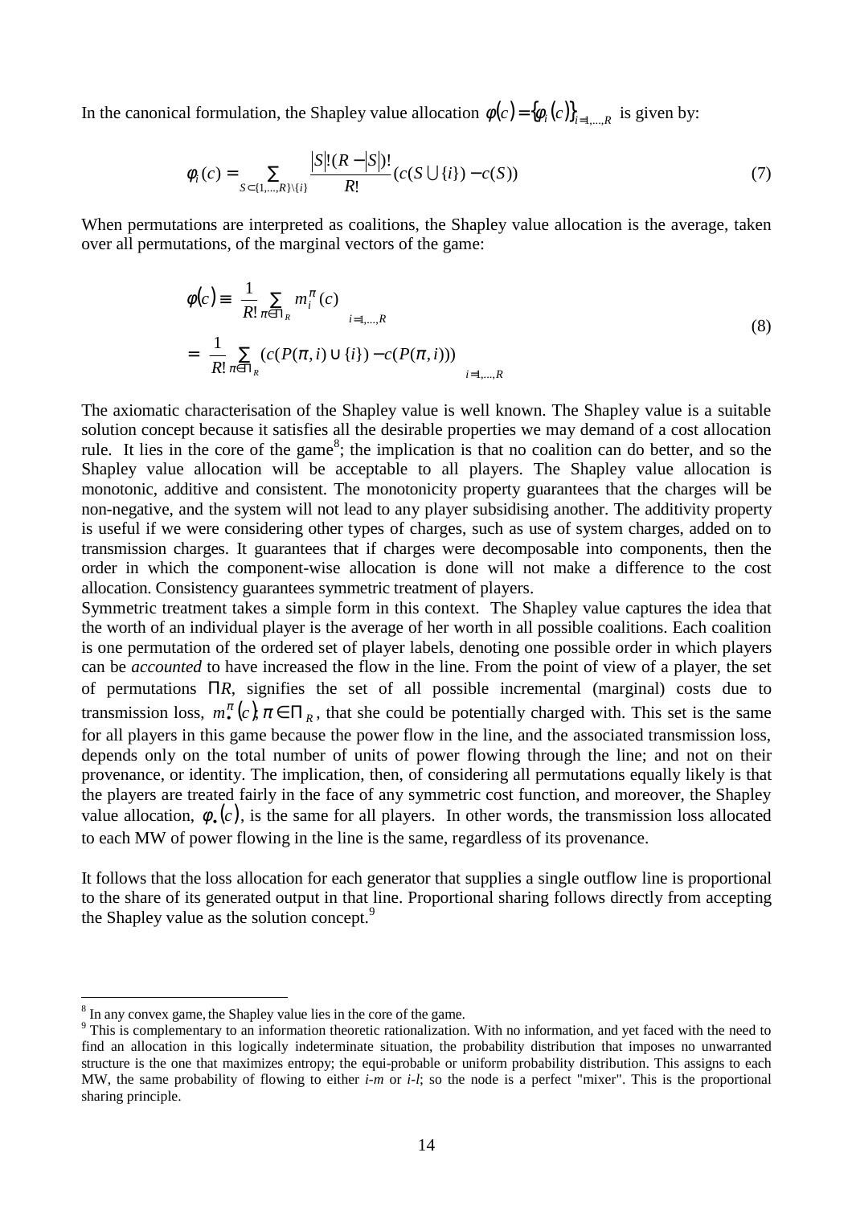In the canonical formulation, the Shapley value allocation $\phi(c) = \{\phi_i(c)\}_{i=1,\dots,R}$ is given by:

$$\phi_i(c) = \sum_{S \subset \{1,\dots,R\} \setminus \{i\}} \frac{|S|!(R-|S|)!}{R!} (c(S \cup \{i\}) - c(S)) \tag{7}$$

When permutations are interpreted as coalitions, the Shapley value allocation is the average, taken over all permutations, of the marginal vectors of the game:

$$\begin{aligned} \phi(c) &\equiv \left( \frac{1}{R!} \sum_{\pi \in \Pi_R} m_i^{\pi}(c) \right)_{i=1,\dots,R} \\ &= \left( \frac{1}{R!} \sum_{\pi \in \Pi_R} (c(P(\pi,i) \cup \{i\}) - c(P(\pi,i))) \right)_{i=1,\dots,R} \end{aligned} \tag{8}$$

The axiomatic characterisation of the Shapley value is well known. The Shapley value is a suitable solution concept because it satisfies all the desirable properties we may demand of a cost allocation rule. It lies in the core of the game[8]; the implication is that no coalition can do better, and so the Shapley value allocation will be acceptable to all players. The Shapley value allocation is monotonic, additive and consistent. The monotonicity property guarantees that the charges will be non-negative, and the system will not lead to any player subsidising another. The additivity property is useful if we were considering other types of charges, such as use of system charges, added on to transmission charges. It guarantees that if charges were decomposable into components, then the order in which the component-wise allocation is done will not make a difference to the cost allocation. Consistency guarantees symmetric treatment of players.

Symmetric treatment takes a simple form in this context. The Shapley value captures the idea that the worth of an individual player is the average of her worth in all possible coalitions. Each coalition is one permutation of the ordered set of player labels, denoting one possible order in which players can be *accounted* to have increased the flow in the line. From the point of view of a player, the set of permutations $\Pi R$, signifies the set of all possible incremental (marginal) costs due to transmission loss, $m_{\bullet}^{\pi}(c), \pi \in \Pi_R$, that she could be potentially charged with. This set is the same for all players in this game because the power flow in the line, and the associated transmission loss, depends only on the total number of units of power flowing through the line; and not on their provenance, or identity. The implication, then, of considering all permutations equally likely is that the players are treated fairly in the face of any symmetric cost function, and moreover, the Shapley value allocation, $\phi_{\bullet}(c)$, is the same for all players. In other words, the transmission loss allocated to each MW of power flowing in the line is the same, regardless of its provenance.

It follows that the loss allocation for each generator that supplies a single outflow line is proportional to the share of its generated output in that line. Proportional sharing follows directly from accepting the Shapley value as the solution concept.[9]

---

[8] In any convex game, the Shapley value lies in the core of the game.

[9] This is complementary to an information theoretic rationalization. With no information, and yet faced with the need to find an allocation in this logically indeterminate situation, the probability distribution that imposes no unwarranted structure is the one that maximizes entropy; the equi-probable or uniform probability distribution. This assigns to each MW, the same probability of flowing to either *i-m* or *i-l*; so the node is a perfect "mixer". This is the proportional sharing principle.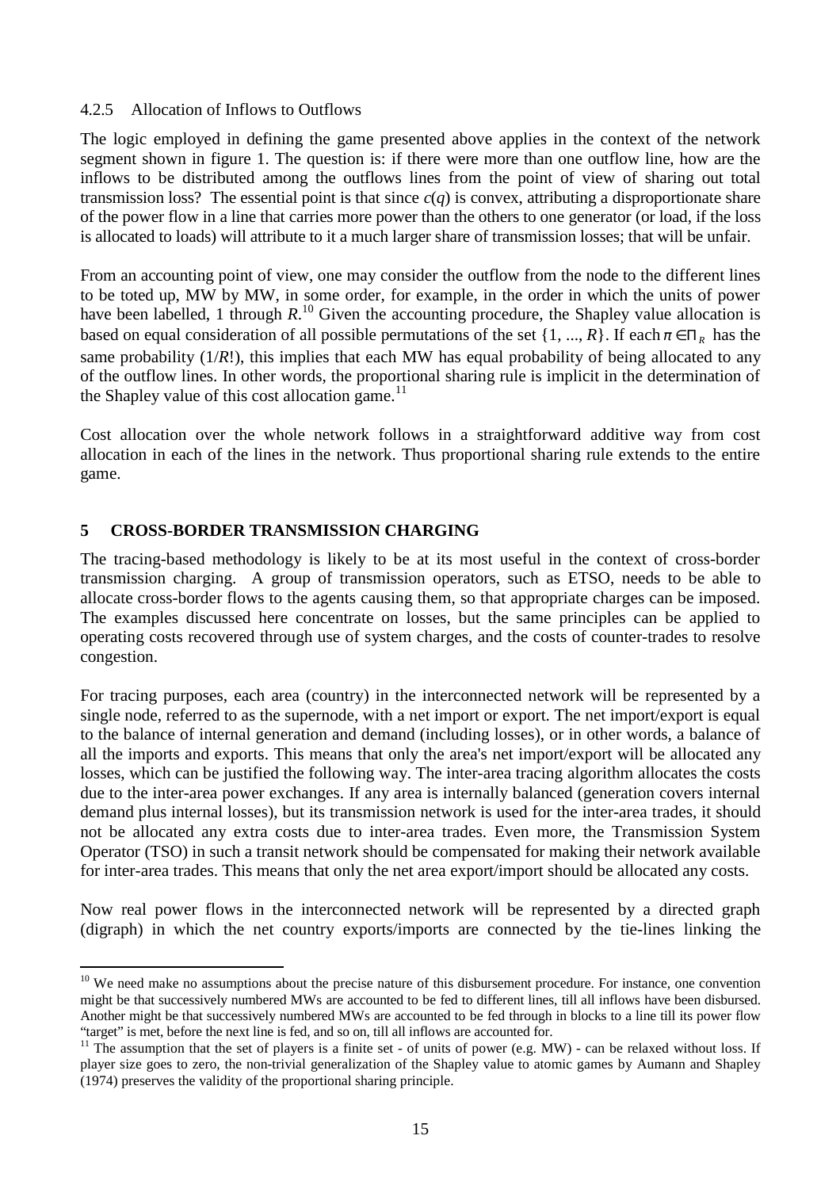#### 4.2.5 Allocation of Inflows to Outflows

The logic employed in defining the game presented above applies in the context of the network segment shown in figure 1. The question is: if there were more than one outflow line, how are the inflows to be distributed among the outflows lines from the point of view of sharing out total transmission loss? The essential point is that since $c(q)$ is convex, attributing a disproportionate share of the power flow in a line that carries more power than the others to one generator (or load, if the loss is allocated to loads) will attribute to it a much larger share of transmission losses; that will be unfair.

From an accounting point of view, one may consider the outflow from the node to the different lines to be toted up, MW by MW, in some order, for example, in the order in which the units of power have been labelled, 1 through $R$.[10] Given the accounting procedure, the Shapley value allocation is based on equal consideration of all possible permutations of the set $\{1, ..., R\}$. If each $\pi \in \Pi_R$ has the same probability ($1/R!$), this implies that each MW has equal probability of being allocated to any of the outflow lines. In other words, the proportional sharing rule is implicit in the determination of the Shapley value of this cost allocation game.[11]

Cost allocation over the whole network follows in a straightforward additive way from cost allocation in each of the lines in the network. Thus proportional sharing rule extends to the entire game.

## 5 CROSS-BORDER TRANSMISSION CHARGING

The tracing-based methodology is likely to be at its most useful in the context of cross-border transmission charging. A group of transmission operators, such as ETSO, needs to be able to allocate cross-border flows to the agents causing them, so that appropriate charges can be imposed. The examples discussed here concentrate on losses, but the same principles can be applied to operating costs recovered through use of system charges, and the costs of counter-trades to resolve congestion.

For tracing purposes, each area (country) in the interconnected network will be represented by a single node, referred to as the supernode, with a net import or export. The net import/export is equal to the balance of internal generation and demand (including losses), or in other words, a balance of all the imports and exports. This means that only the area's net import/export will be allocated any losses, which can be justified the following way. The inter-area tracing algorithm allocates the costs due to the inter-area power exchanges. If any area is internally balanced (generation covers internal demand plus internal losses), but its transmission network is used for the inter-area trades, it should not be allocated any extra costs due to inter-area trades. Even more, the Transmission System Operator (TSO) in such a transit network should be compensated for making their network available for inter-area trades. This means that only the net area export/import should be allocated any costs.

Now real power flows in the interconnected network will be represented by a directed graph (digraph) in which the net country exports/imports are connected by the tie-lines linking the

---

[10] We need make no assumptions about the precise nature of this disbursement procedure. For instance, one convention might be that successively numbered MWs are accounted to be fed to different lines, till all inflows have been disbursed. Another might be that successively numbered MWs are accounted to be fed through in blocks to a line till its power flow "target" is met, before the next line is fed, and so on, till all inflows are accounted for.

[11] The assumption that the set of players is a finite set - of units of power (e.g. MW) - can be relaxed without loss. If player size goes to zero, the non-trivial generalization of the Shapley value to atomic games by Aumann and Shapley (1974) preserves the validity of the proportional sharing principle.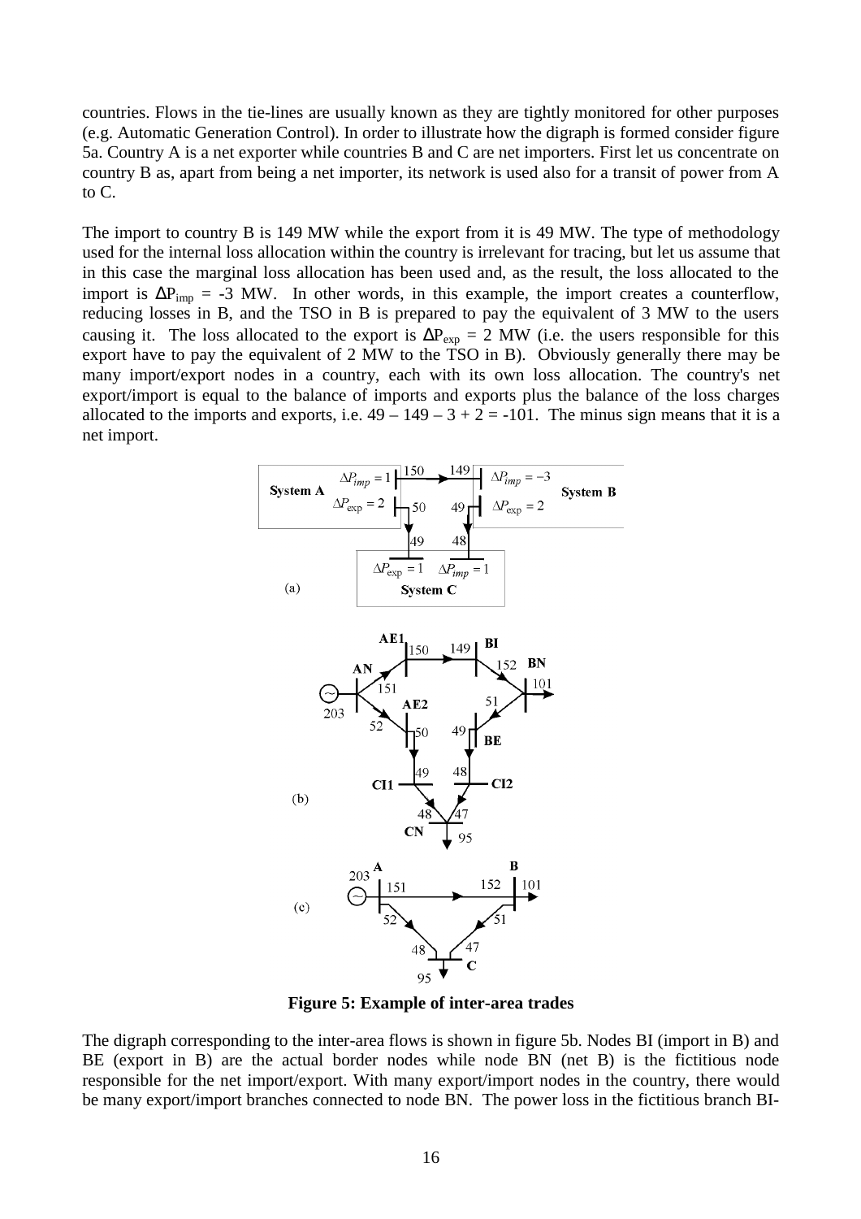countries. Flows in the tie-lines are usually known as they are tightly monitored for other purposes (e.g. Automatic Generation Control). In order to illustrate how the digraph is formed consider figure 5a. Country A is a net exporter while countries B and C are net importers. First let us concentrate on country B as, apart from being a net importer, its network is used also for a transit of power from A to C.

The import to country B is 149 MW while the export from it is 49 MW. The type of methodology used for the internal loss allocation within the country is irrelevant for tracing, but let us assume that in this case the marginal loss allocation has been used and, as the result, the loss allocated to the import is $\Delta P_{imp}$ = -3 MW. In other words, in this example, the import creates a counterflow, reducing losses in B, and the TSO in B is prepared to pay the equivalent of 3 MW to the users causing it. The loss allocated to the export is $\Delta P_{exp}$ = 2 MW (i.e. the users responsible for this export have to pay the equivalent of 2 MW to the TSO in B). Obviously generally there may be many import/export nodes in a country, each with its own loss allocation. The country's net export/import is equal to the balance of imports and exports plus the balance of the loss charges allocated to the imports and exports, i.e. 49 – 149 – 3 + 2 = -101. The minus sign means that it is a net import.

(a)

System A

$\Delta P_{imp} = 1$

$\Delta P_{exp} = 2$

150

149

50

49

System B

$\Delta P_{imp} = -3$

$\Delta P_{exp} = 2$

49

48

System C

$\Delta P_{exp} = 1$

$\Delta P_{imp} = 1$

(b)

AE1 BI AN BN AE2 BE CI1 CI2 CN

203 151 52 150 149 152 101 51 50 49 49 48 48 47 95

(c)

A B C

203 151 152 101 52 51 48 47 95

**Figure 5: Example of inter-area trades**

The digraph corresponding to the inter-area flows is shown in figure 5b. Nodes BI (import in B) and BE (export in B) are the actual border nodes while node BN (net B) is the fictitious node responsible for the net import/export. With many export/import nodes in the country, there would be many export/import branches connected to node BN. The power loss in the fictitious branch BI-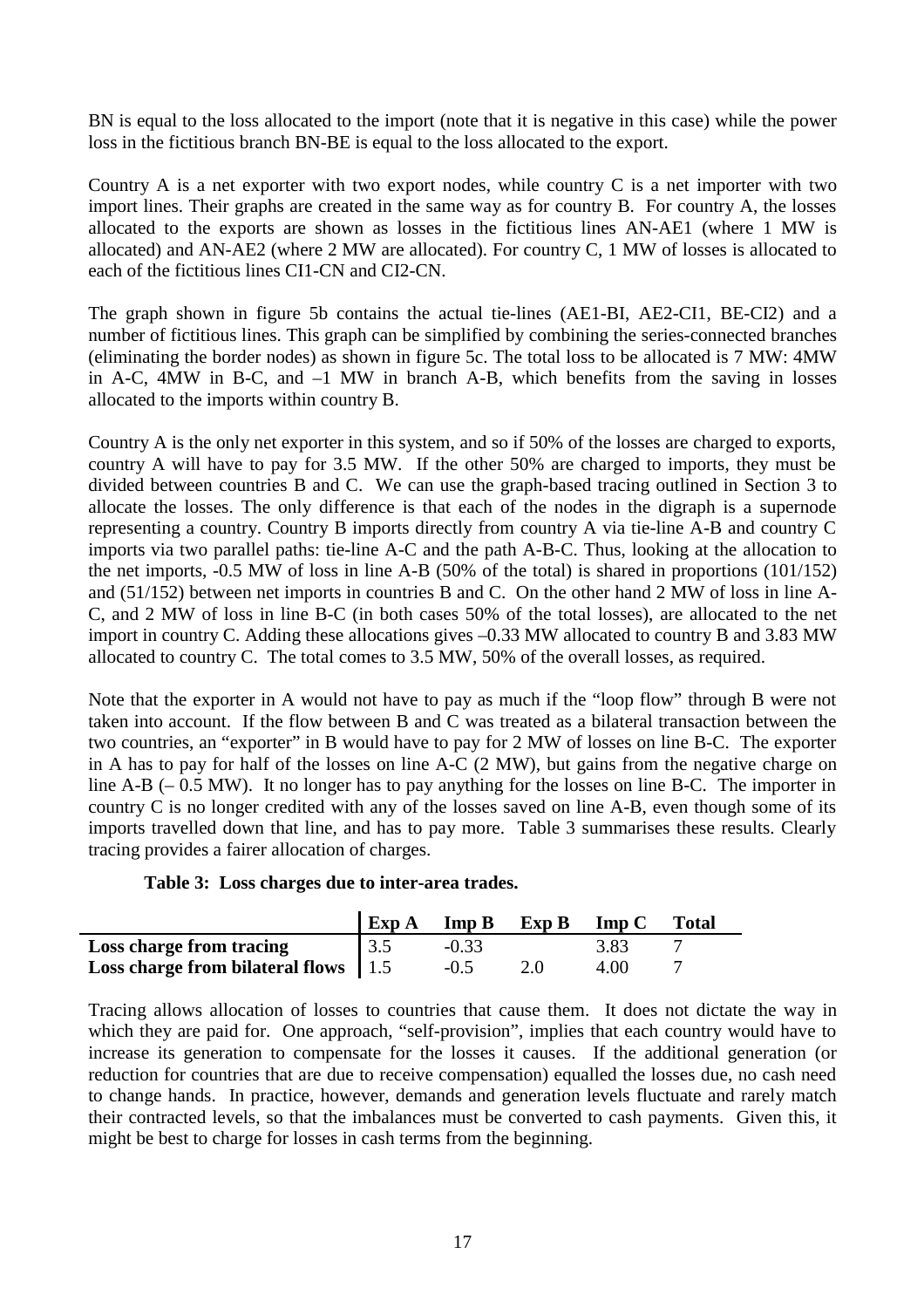BN is equal to the loss allocated to the import (note that it is negative in this case) while the power loss in the fictitious branch BN-BE is equal to the loss allocated to the export.

Country A is a net exporter with two export nodes, while country C is a net importer with two import lines. Their graphs are created in the same way as for country B. For country A, the losses allocated to the exports are shown as losses in the fictitious lines AN-AE1 (where 1 MW is allocated) and AN-AE2 (where 2 MW are allocated). For country C, 1 MW of losses is allocated to each of the fictitious lines CI1-CN and CI2-CN.

The graph shown in figure 5b contains the actual tie-lines (AE1-BI, AE2-CI1, BE-CI2) and a number of fictitious lines. This graph can be simplified by combining the series-connected branches (eliminating the border nodes) as shown in figure 5c. The total loss to be allocated is 7 MW: 4MW in A-C, 4MW in B-C, and –1 MW in branch A-B, which benefits from the saving in losses allocated to the imports within country B.

Country A is the only net exporter in this system, and so if 50% of the losses are charged to exports, country A will have to pay for 3.5 MW. If the other 50% are charged to imports, they must be divided between countries B and C. We can use the graph-based tracing outlined in Section 3 to allocate the losses. The only difference is that each of the nodes in the digraph is a supernode representing a country. Country B imports directly from country A via tie-line A-B and country C imports via two parallel paths: tie-line A-C and the path A-B-C. Thus, looking at the allocation to the net imports, -0.5 MW of loss in line A-B (50% of the total) is shared in proportions (101/152) and (51/152) between net imports in countries B and C. On the other hand 2 MW of loss in line A-C, and 2 MW of loss in line B-C (in both cases 50% of the total losses), are allocated to the net import in country C. Adding these allocations gives –0.33 MW allocated to country B and 3.83 MW allocated to country C. The total comes to 3.5 MW, 50% of the overall losses, as required.

Note that the exporter in A would not have to pay as much if the "loop flow" through B were not taken into account. If the flow between B and C was treated as a bilateral transaction between the two countries, an "exporter" in B would have to pay for 2 MW of losses on line B-C. The exporter in A has to pay for half of the losses on line A-C (2 MW), but gains from the negative charge on line A-B (– 0.5 MW). It no longer has to pay anything for the losses on line B-C. The importer in country C is no longer credited with any of the losses saved on line A-B, even though some of its imports travelled down that line, and has to pay more. Table 3 summarises these results. Clearly tracing provides a fairer allocation of charges.

**Table 3: Loss charges due to inter-area trades.**

| | Exp A | Imp B | Exp B | Imp C | Total |
|---|---|---|---|---|---|
| **Loss charge from tracing** | 3.5 | -0.33 | | 3.83 | 7 |
| **Loss charge from bilateral flows** | 1.5 | -0.5 | 2.0 | 4.00 | 7 |

Tracing allows allocation of losses to countries that cause them. It does not dictate the way in which they are paid for. One approach, "self-provision", implies that each country would have to increase its generation to compensate for the losses it causes. If the additional generation (or reduction for countries that are due to receive compensation) equalled the losses due, no cash need to change hands. In practice, however, demands and generation levels fluctuate and rarely match their contracted levels, so that the imbalances must be converted to cash payments. Given this, it might be best to charge for losses in cash terms from the beginning.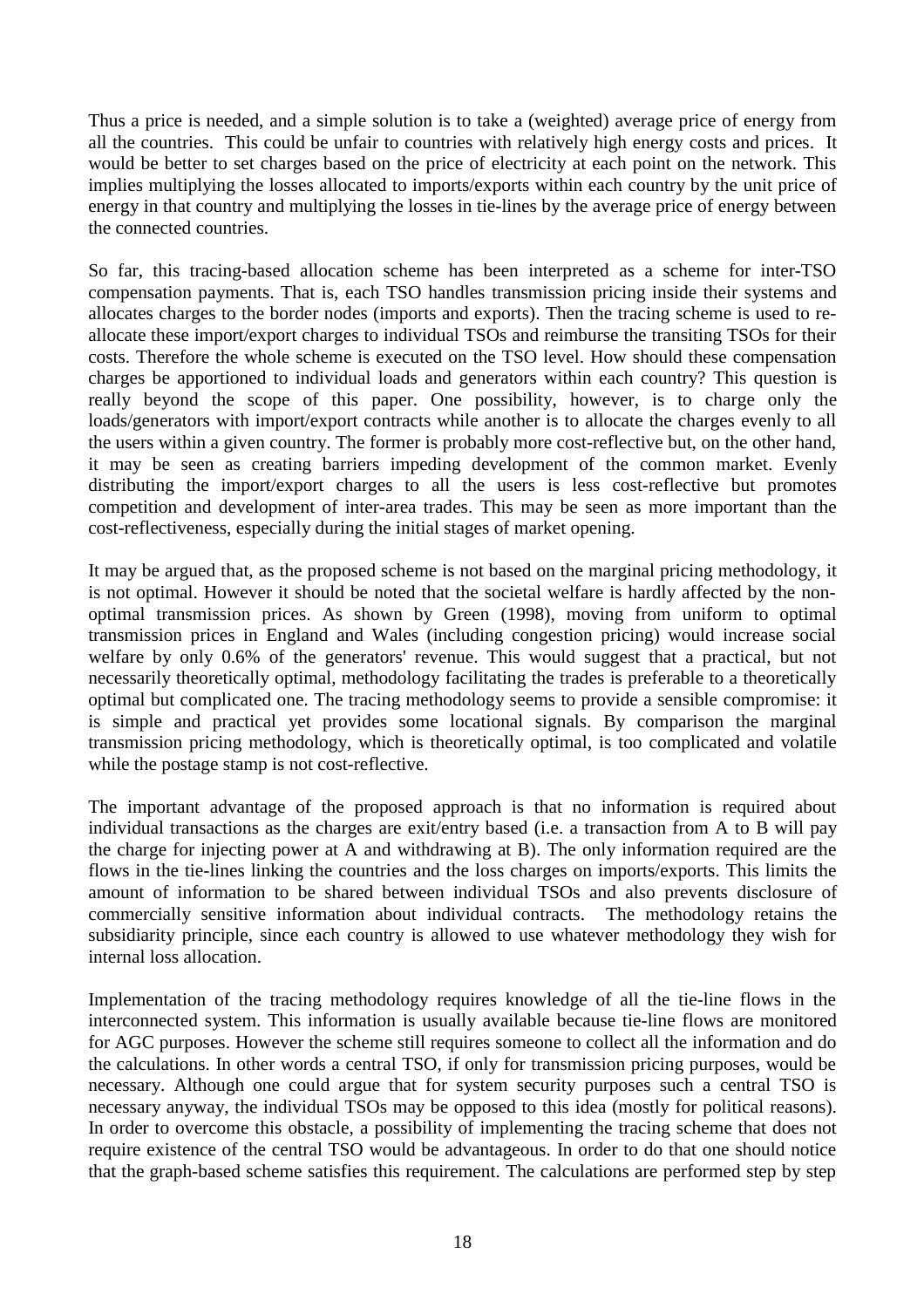Thus a price is needed, and a simple solution is to take a (weighted) average price of energy from all the countries. This could be unfair to countries with relatively high energy costs and prices. It would be better to set charges based on the price of electricity at each point on the network. This implies multiplying the losses allocated to imports/exports within each country by the unit price of energy in that country and multiplying the losses in tie-lines by the average price of energy between the connected countries.

So far, this tracing-based allocation scheme has been interpreted as a scheme for inter-TSO compensation payments. That is, each TSO handles transmission pricing inside their systems and allocates charges to the border nodes (imports and exports). Then the tracing scheme is used to re-allocate these import/export charges to individual TSOs and reimburse the transiting TSOs for their costs. Therefore the whole scheme is executed on the TSO level. How should these compensation charges be apportioned to individual loads and generators within each country? This question is really beyond the scope of this paper. One possibility, however, is to charge only the loads/generators with import/export contracts while another is to allocate the charges evenly to all the users within a given country. The former is probably more cost-reflective but, on the other hand, it may be seen as creating barriers impeding development of the common market. Evenly distributing the import/export charges to all the users is less cost-reflective but promotes competition and development of inter-area trades. This may be seen as more important than the cost-reflectiveness, especially during the initial stages of market opening.

It may be argued that, as the proposed scheme is not based on the marginal pricing methodology, it is not optimal. However it should be noted that the societal welfare is hardly affected by the non-optimal transmission prices. As shown by Green (1998), moving from uniform to optimal transmission prices in England and Wales (including congestion pricing) would increase social welfare by only 0.6% of the generators' revenue. This would suggest that a practical, but not necessarily theoretically optimal, methodology facilitating the trades is preferable to a theoretically optimal but complicated one. The tracing methodology seems to provide a sensible compromise: it is simple and practical yet provides some locational signals. By comparison the marginal transmission pricing methodology, which is theoretically optimal, is too complicated and volatile while the postage stamp is not cost-reflective.

The important advantage of the proposed approach is that no information is required about individual transactions as the charges are exit/entry based (i.e. a transaction from A to B will pay the charge for injecting power at A and withdrawing at B). The only information required are the flows in the tie-lines linking the countries and the loss charges on imports/exports. This limits the amount of information to be shared between individual TSOs and also prevents disclosure of commercially sensitive information about individual contracts. The methodology retains the subsidiarity principle, since each country is allowed to use whatever methodology they wish for internal loss allocation.

Implementation of the tracing methodology requires knowledge of all the tie-line flows in the interconnected system. This information is usually available because tie-line flows are monitored for AGC purposes. However the scheme still requires someone to collect all the information and do the calculations. In other words a central TSO, if only for transmission pricing purposes, would be necessary. Although one could argue that for system security purposes such a central TSO is necessary anyway, the individual TSOs may be opposed to this idea (mostly for political reasons). In order to overcome this obstacle, a possibility of implementing the tracing scheme that does not require existence of the central TSO would be advantageous. In order to do that one should notice that the graph-based scheme satisfies this requirement. The calculations are performed step by step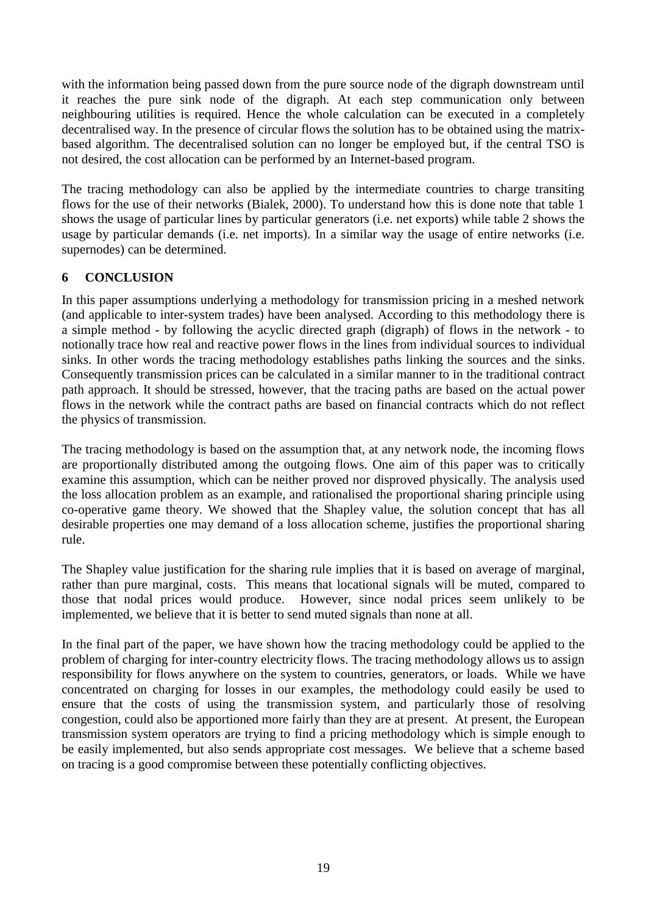with the information being passed down from the pure source node of the digraph downstream until it reaches the pure sink node of the digraph. At each step communication only between neighbouring utilities is required. Hence the whole calculation can be executed in a completely decentralised way. In the presence of circular flows the solution has to be obtained using the matrix-based algorithm. The decentralised solution can no longer be employed but, if the central TSO is not desired, the cost allocation can be performed by an Internet-based program.

The tracing methodology can also be applied by the intermediate countries to charge transiting flows for the use of their networks (Bialek, 2000). To understand how this is done note that table 1 shows the usage of particular lines by particular generators (i.e. net exports) while table 2 shows the usage by particular demands (i.e. net imports). In a similar way the usage of entire networks (i.e. supernodes) can be determined.

## 6 CONCLUSION

In this paper assumptions underlying a methodology for transmission pricing in a meshed network (and applicable to inter-system trades) have been analysed. According to this methodology there is a simple method - by following the acyclic directed graph (digraph) of flows in the network - to notionally trace how real and reactive power flows in the lines from individual sources to individual sinks. In other words the tracing methodology establishes paths linking the sources and the sinks. Consequently transmission prices can be calculated in a similar manner to in the traditional contract path approach. It should be stressed, however, that the tracing paths are based on the actual power flows in the network while the contract paths are based on financial contracts which do not reflect the physics of transmission.

The tracing methodology is based on the assumption that, at any network node, the incoming flows are proportionally distributed among the outgoing flows. One aim of this paper was to critically examine this assumption, which can be neither proved nor disproved physically. The analysis used the loss allocation problem as an example, and rationalised the proportional sharing principle using co-operative game theory. We showed that the Shapley value, the solution concept that has all desirable properties one may demand of a loss allocation scheme, justifies the proportional sharing rule.

The Shapley value justification for the sharing rule implies that it is based on average of marginal, rather than pure marginal, costs. This means that locational signals will be muted, compared to those that nodal prices would produce. However, since nodal prices seem unlikely to be implemented, we believe that it is better to send muted signals than none at all.

In the final part of the paper, we have shown how the tracing methodology could be applied to the problem of charging for inter-country electricity flows. The tracing methodology allows us to assign responsibility for flows anywhere on the system to countries, generators, or loads. While we have concentrated on charging for losses in our examples, the methodology could easily be used to ensure that the costs of using the transmission system, and particularly those of resolving congestion, could also be apportioned more fairly than they are at present. At present, the European transmission system operators are trying to find a pricing methodology which is simple enough to be easily implemented, but also sends appropriate cost messages. We believe that a scheme based on tracing is a good compromise between these potentially conflicting objectives.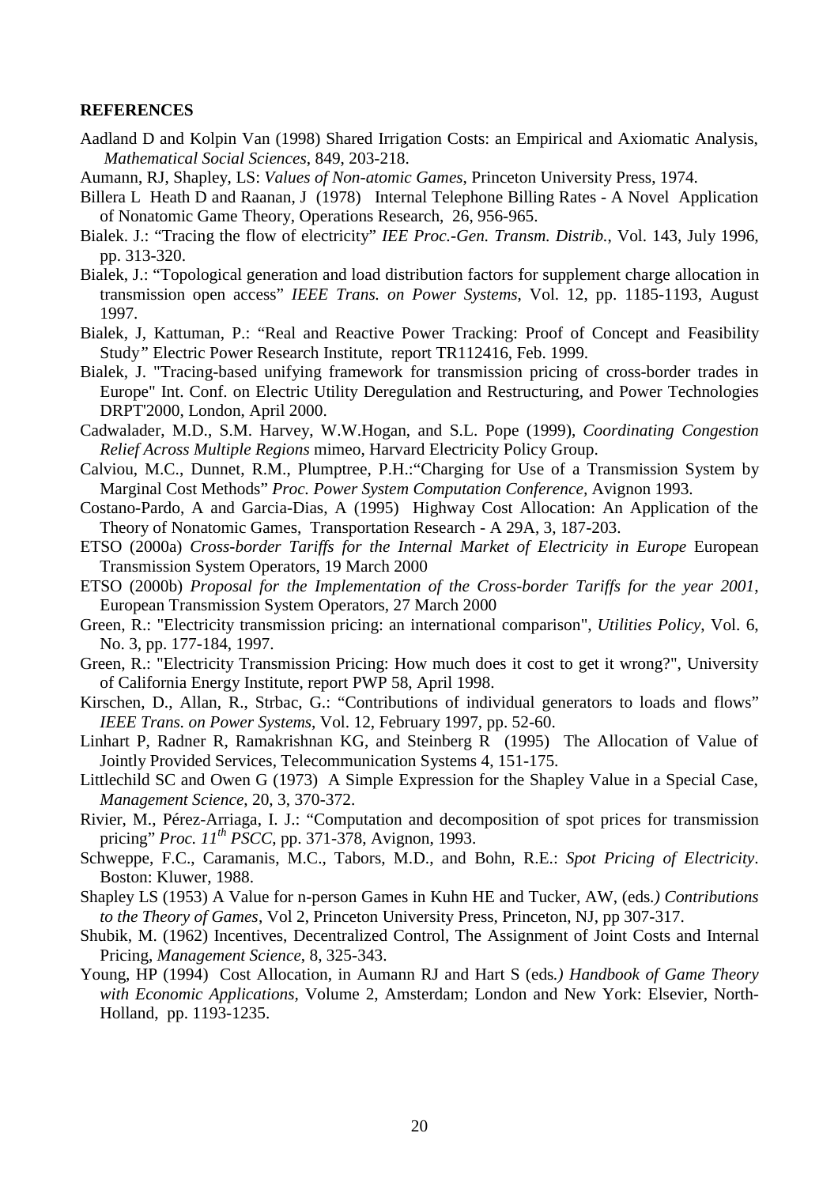## REFERENCES

Aadland D and Kolpin Van (1998) Shared Irrigation Costs: an Empirical and Axiomatic Analysis, *Mathematical Social Sciences*, 849, 203-218.

Aumann, RJ, Shapley, LS: *Values of Non-atomic Games*, Princeton University Press, 1974.

Billera L Heath D and Raanan, J (1978) Internal Telephone Billing Rates - A Novel Application of Nonatomic Game Theory, Operations Research, 26, 956-965.

Bialek. J.: "Tracing the flow of electricity" *IEE Proc.-Gen. Transm. Distrib.*, Vol. 143, July 1996, pp. 313-320.

Bialek, J.: "Topological generation and load distribution factors for supplement charge allocation in transmission open access" *IEEE Trans. on Power Systems*, Vol. 12, pp. 1185-1193, August 1997.

Bialek, J, Kattuman, P.: "Real and Reactive Power Tracking: Proof of Concept and Feasibility Study" Electric Power Research Institute, report TR112416, Feb. 1999.

Bialek, J. "Tracing-based unifying framework for transmission pricing of cross-border trades in Europe" Int. Conf. on Electric Utility Deregulation and Restructuring, and Power Technologies DRPT'2000, London, April 2000.

Cadwalader, M.D., S.M. Harvey, W.W.Hogan, and S.L. Pope (1999), *Coordinating Congestion Relief Across Multiple Regions* mimeo, Harvard Electricity Policy Group.

Calviou, M.C., Dunnet, R.M., Plumptree, P.H.:"Charging for Use of a Transmission System by Marginal Cost Methods" *Proc. Power System Computation Conference*, Avignon 1993.

Costano-Pardo, A and Garcia-Dias, A (1995) Highway Cost Allocation: An Application of the Theory of Nonatomic Games, Transportation Research - A 29A, 3, 187-203.

ETSO (2000a) *Cross-border Tariffs for the Internal Market of Electricity in Europe* European Transmission System Operators, 19 March 2000

ETSO (2000b) *Proposal for the Implementation of the Cross-border Tariffs for the year 2001*, European Transmission System Operators, 27 March 2000

Green, R.: "Electricity transmission pricing: an international comparison", *Utilities Policy*, Vol. 6, No. 3, pp. 177-184, 1997.

Green, R.: "Electricity Transmission Pricing: How much does it cost to get it wrong?", University of California Energy Institute, report PWP 58, April 1998.

Kirschen, D., Allan, R., Strbac, G.: "Contributions of individual generators to loads and flows" *IEEE Trans. on Power Systems*, Vol. 12, February 1997, pp. 52-60.

Linhart P, Radner R, Ramakrishnan KG, and Steinberg R (1995) The Allocation of Value of Jointly Provided Services, Telecommunication Systems 4, 151-175.

Littlechild SC and Owen G (1973) A Simple Expression for the Shapley Value in a Special Case, *Management Science*, 20, 3, 370-372.

Rivier, M., Pérez-Arriaga, I. J.: "Computation and decomposition of spot prices for transmission pricing" *Proc. 11th PSCC*, pp. 371-378, Avignon, 1993.

Schweppe, F.C., Caramanis, M.C., Tabors, M.D., and Bohn, R.E.: *Spot Pricing of Electricity*. Boston: Kluwer, 1988.

Shapley LS (1953) A Value for n-person Games in Kuhn HE and Tucker, AW, (eds*.) Contributions to the Theory of Games*, Vol 2, Princeton University Press, Princeton, NJ, pp 307-317.

Shubik, M. (1962) Incentives, Decentralized Control, The Assignment of Joint Costs and Internal Pricing, *Management Science*, 8, 325-343.

Young, HP (1994) Cost Allocation, in Aumann RJ and Hart S (eds*.) Handbook of Game Theory with Economic Applications*, Volume 2, Amsterdam; London and New York: Elsevier, North-Holland, pp. 1193-1235.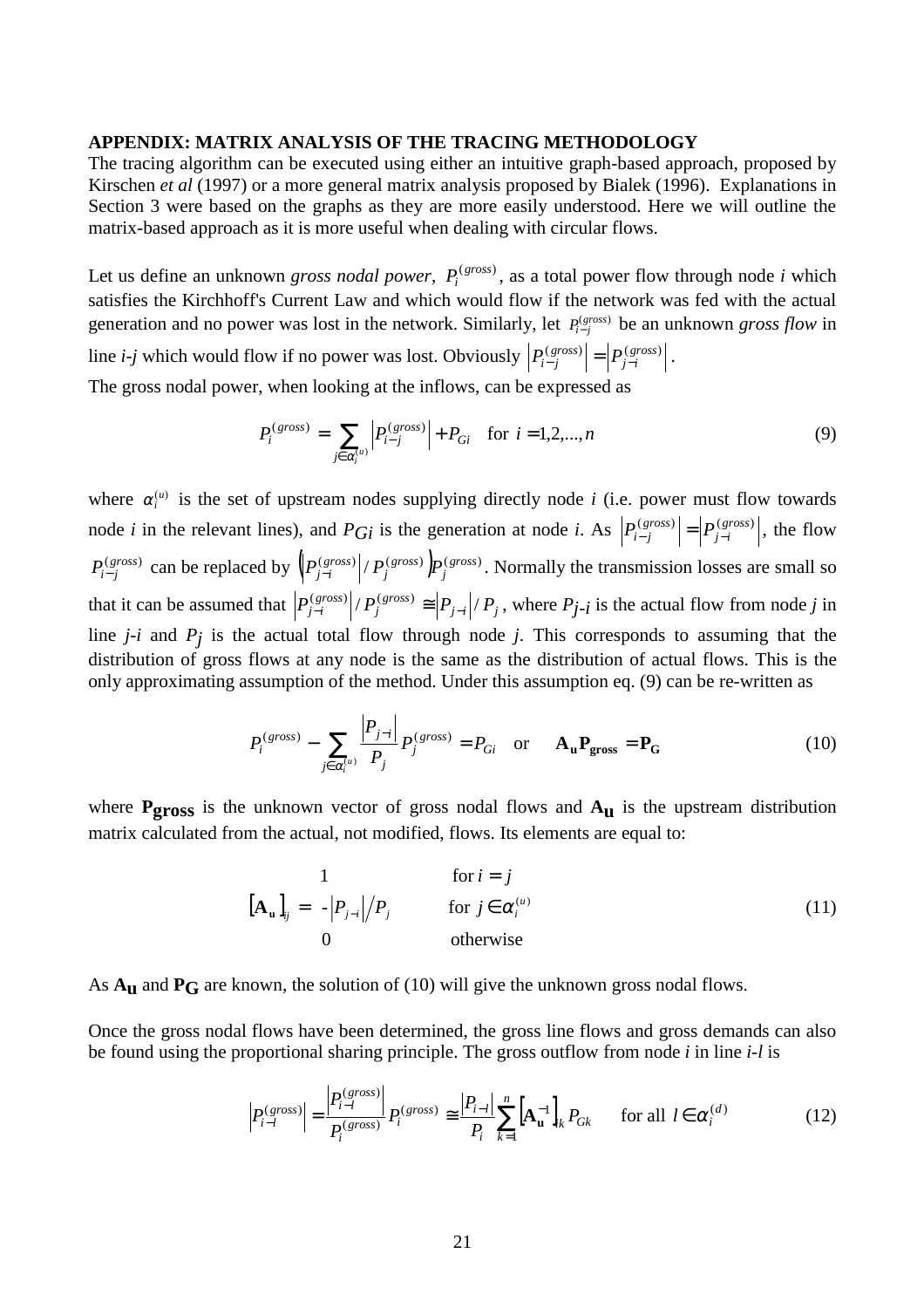**APPENDIX: MATRIX ANALYSIS OF THE TRACING METHODOLOGY**

The tracing algorithm can be executed using either an intuitive graph-based approach, proposed by Kirschen *et al* (1997) or a more general matrix analysis proposed by Bialek (1996). Explanations in Section 3 were based on the graphs as they are more easily understood. Here we will outline the matrix-based approach as it is more useful when dealing with circular flows.

Let us define an unknown *gross nodal power*, $P_i^{(gross)}$, as a total power flow through node *i* which satisfies the Kirchhoff's Current Law and which would flow if the network was fed with the actual generation and no power was lost in the network. Similarly, let $P_{i-j}^{(gross)}$ be an unknown *gross flow* in line *i-j* which would flow if no power was lost. Obviously $\left|P_{i-j}^{(gross)}\right| = \left|P_{j-i}^{(gross)}\right|$.

The gross nodal power, when looking at the inflows, can be expressed as

$$P_i^{(gross)} = \sum_{j \in \alpha_i^{(u)}} \left|P_{i-j}^{(gross)}\right| + P_{Gi} \quad \text{for } i = 1,2,...,n \tag{9}$$

where $\alpha_i^{(u)}$ is the set of upstream nodes supplying directly node *i* (i.e. power must flow towards node *i* in the relevant lines), and $P_{Gi}$ is the generation at node *i*. As $\left|P_{i-j}^{(gross)}\right| = \left|P_{j-i}^{(gross)}\right|$, the flow $P_{i-j}^{(gross)}$ can be replaced by $\left(\left|P_{j-i}^{(gross)}\right| / P_j^{(gross)}\right) P_j^{(gross)}$. Normally the transmission losses are small so that it can be assumed that $\left|P_{j-i}^{(gross)}\right| / P_j^{(gross)} \cong \left|P_{j-i}\right| / P_j$, where $P_{j-i}$ is the actual flow from node *j* in line *j-i* and $P_j$ is the actual total flow through node *j*. This corresponds to assuming that the distribution of gross flows at any node is the same as the distribution of actual flows. This is the only approximating assumption of the method. Under this assumption eq. (9) can be re-written as

$$P_i^{(gross)} - \sum_{j \in \alpha_i^{(u)}} \frac{\left|P_{j-i}\right|}{P_j} P_j^{(gross)} = P_{Gi} \quad \text{or} \quad \mathbf{A_u P_{gross}} = \mathbf{P_G} \tag{10}$$

where $\mathbf{P_{gross}}$ is the unknown vector of gross nodal flows and $\mathbf{A_u}$ is the upstream distribution matrix calculated from the actual, not modified, flows. Its elements are equal to:

$$\left[\mathbf{A_u}\right]_{ij} = \begin{cases} 1 & \text{for } i = j \\ -\left|P_{j-i}\right| / P_j & \text{for } j \in \alpha_i^{(u)} \\ 0 & \text{otherwise} \end{cases} \tag{11}$$

As $\mathbf{A_u}$ and $\mathbf{P_G}$ are known, the solution of (10) will give the unknown gross nodal flows.

Once the gross nodal flows have been determined, the gross line flows and gross demands can also be found using the proportional sharing principle. The gross outflow from node *i* in line *i-l* is

$$\left|P_{i-l}^{(gross)}\right| = \frac{\left|P_{i-l}^{(gross)}\right|}{P_i^{(gross)}} P_i^{(gross)} \cong \frac{\left|P_{i-l}\right|}{P_i} \sum_{k=1}^{n} \left[\mathbf{A_u^{-1}}\right]_{ik} P_{Gk} \quad \text{for all } l \in \alpha_i^{(d)} \tag{12}$$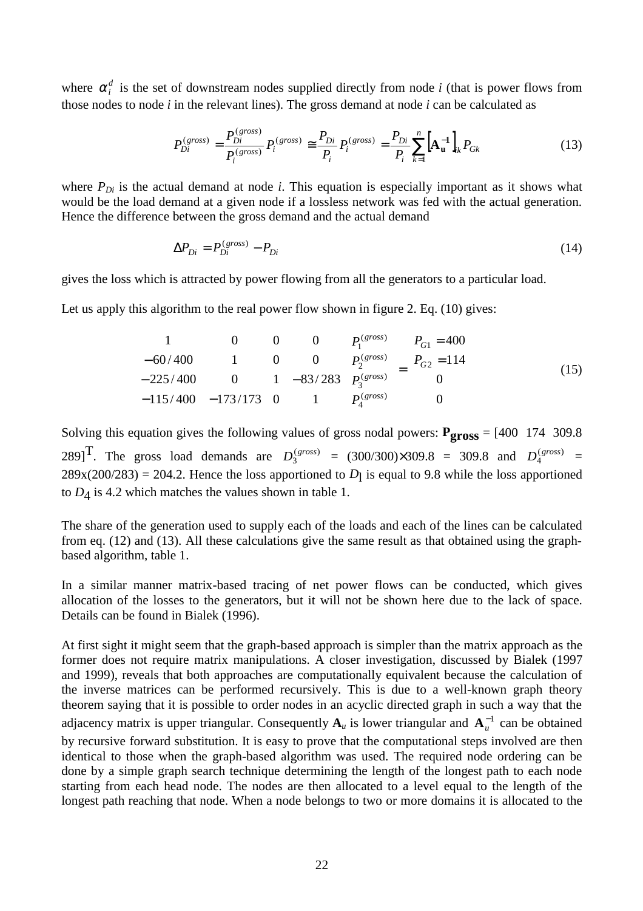where $\alpha_i^d$ is the set of downstream nodes supplied directly from node *i* (that is power flows from those nodes to node *i* in the relevant lines). The gross demand at node *i* can be calculated as

$$P_{Di}^{(gross)} = \frac{P_{Di}^{(gross)}}{P_i^{(gross)}} P_i^{(gross)} \cong \frac{P_{Di}}{P_i} P_i^{(gross)} = \frac{P_{Di}}{P_i} \sum_{k=1}^{n} \left[\mathbf{A}_{\mathbf{u}}^{-1}\right]_{ik} P_{Gk} \tag{13}$$

where $P_{Di}$ is the actual demand at node *i*. This equation is especially important as it shows what would be the load demand at a given node if a lossless network was fed with the actual generation. Hence the difference between the gross demand and the actual demand

$$\Delta P_{Di} = P_{Di}^{(gross)} - P_{Di} \tag{14}$$

gives the loss which is attracted by power flowing from all the generators to a particular load.

Let us apply this algorithm to the real power flow shown in figure 2. Eq. (10) gives:

$$\begin{bmatrix} 1 & 0 & 0 & 0 \\ -60/400 & 1 & 0 & 0 \\ -225/400 & 0 & 1 & -83/283 \\ -115/400 & -173/173 & 0 & 1 \end{bmatrix} \begin{bmatrix} P_1^{(gross)} \\ P_2^{(gross)} \\ P_3^{(gross)} \\ P_4^{(gross)} \end{bmatrix} = \begin{bmatrix} P_{G1} = 400 \\ P_{G2} = 114 \\ 0 \\ 0 \end{bmatrix} \tag{15}$$

Solving this equation gives the following values of gross nodal powers: $\mathbf{P_{gross}}$ = [400 174 309.8 289]$^T$. The gross load demands are $D_3^{(gross)}$ = (300/300)×309.8 = 309.8 and $D_4^{(gross)}$ = 289x(200/283) = 204.2. Hence the loss apportioned to $D_1$ is equal to 9.8 while the loss apportioned to $D_4$ is 4.2 which matches the values shown in table 1.

The share of the generation used to supply each of the loads and each of the lines can be calculated from eq. (12) and (13). All these calculations give the same result as that obtained using the graph-based algorithm, table 1.

In a similar manner matrix-based tracing of net power flows can be conducted, which gives allocation of the losses to the generators, but it will not be shown here due to the lack of space. Details can be found in Bialek (1996).

At first sight it might seem that the graph-based approach is simpler than the matrix approach as the former does not require matrix manipulations. A closer investigation, discussed by Bialek (1997 and 1999), reveals that both approaches are computationally equivalent because the calculation of the inverse matrices can be performed recursively. This is due to a well-known graph theory theorem saying that it is possible to order nodes in an acyclic directed graph in such a way that the adjacency matrix is upper triangular. Consequently $\mathbf{A}_u$ is lower triangular and $\mathbf{A}_u^{-1}$ can be obtained by recursive forward substitution. It is easy to prove that the computational steps involved are then identical to those when the graph-based algorithm was used. The required node ordering can be done by a simple graph search technique determining the length of the longest path to each node starting from each head node. The nodes are then allocated to a level equal to the length of the longest path reaching that node. When a node belongs to two or more domains it is allocated to the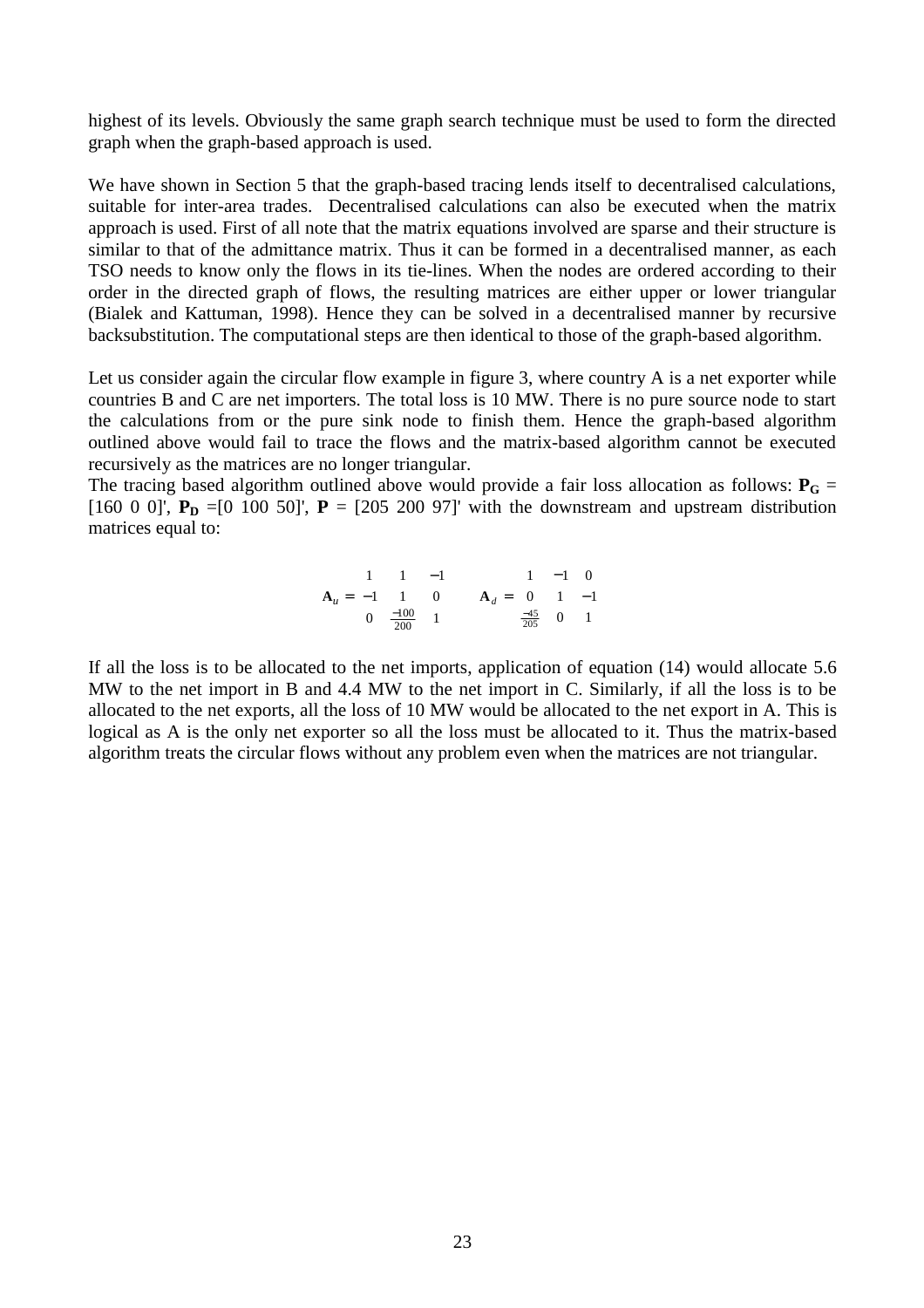highest of its levels. Obviously the same graph search technique must be used to form the directed graph when the graph-based approach is used.

We have shown in Section 5 that the graph-based tracing lends itself to decentralised calculations, suitable for inter-area trades. Decentralised calculations can also be executed when the matrix approach is used. First of all note that the matrix equations involved are sparse and their structure is similar to that of the admittance matrix. Thus it can be formed in a decentralised manner, as each TSO needs to know only the flows in its tie-lines. When the nodes are ordered according to their order in the directed graph of flows, the resulting matrices are either upper or lower triangular (Bialek and Kattuman, 1998). Hence they can be solved in a decentralised manner by recursive backsubstitution. The computational steps are then identical to those of the graph-based algorithm.

Let us consider again the circular flow example in figure 3, where country A is a net exporter while countries B and C are net importers. The total loss is 10 MW. There is no pure source node to start the calculations from or the pure sink node to finish them. Hence the graph-based algorithm outlined above would fail to trace the flows and the matrix-based algorithm cannot be executed recursively as the matrices are no longer triangular.

The tracing based algorithm outlined above would provide a fair loss allocation as follows: $\mathbf{P_G}$ = [160 0 0]', $\mathbf{P_D}$ =[0 100 50]', $\mathbf{P}$ = [205 200 97]' with the downstream and upstream distribution matrices equal to:

$$\mathbf{A}_u = \begin{matrix} 1 & 1 & -1 \\ -1 & 1 & 0 \\ 0 & \frac{-100}{200} & 1 \end{matrix} \qquad \mathbf{A}_d = \begin{matrix} 1 & -1 & 0 \\ 0 & 1 & -1 \\ \frac{-45}{205} & 0 & 1 \end{matrix}$$

If all the loss is to be allocated to the net imports, application of equation (14) would allocate 5.6 MW to the net import in B and 4.4 MW to the net import in C. Similarly, if all the loss is to be allocated to the net exports, all the loss of 10 MW would be allocated to the net export in A. This is logical as A is the only net exporter so all the loss must be allocated to it. Thus the matrix-based algorithm treats the circular flows without any problem even when the matrices are not triangular.